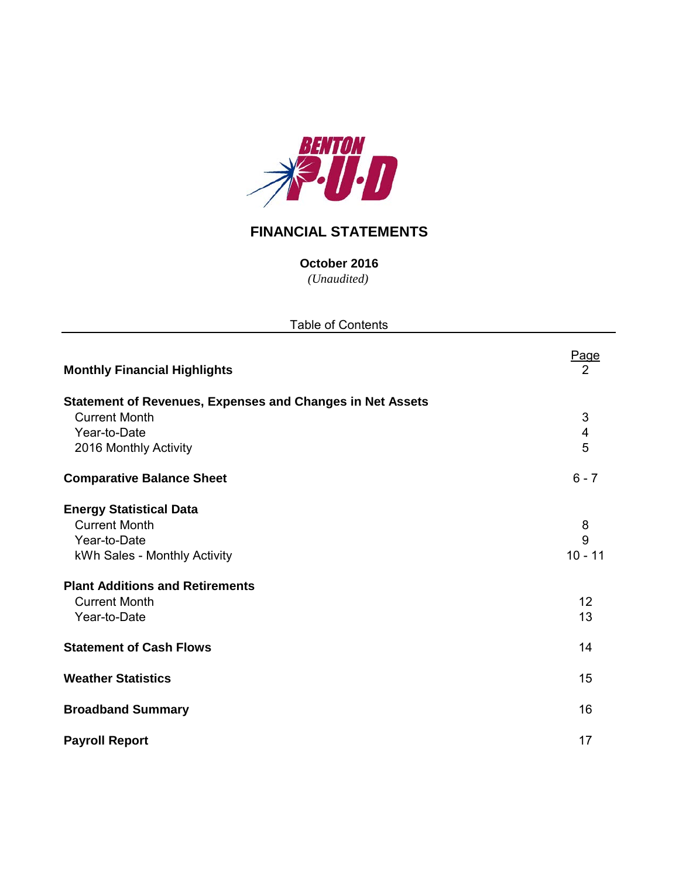# FINANCIAL STATEMENTS

**October 2016**

*(Unaudited)*

Table of Contents

| | Page |
|---|---|
| **Monthly Financial Highlights** | 2 |
| **Statement of Revenues, Expenses and Changes in Net Assets** | |
| Current Month | 3 |
| Year-to-Date | 4 |
| 2016 Monthly Activity | 5 |
| **Comparative Balance Sheet** | 6 - 7 |
| **Energy Statistical Data** | |
| Current Month | 8 |
| Year-to-Date | 9 |
| kWh Sales - Monthly Activity | 10 - 11 |
| **Plant Additions and Retirements** | |
| Current Month | 12 |
| Year-to-Date | 13 |
| **Statement of Cash Flows** | 14 |
| **Weather Statistics** | 15 |
| **Broadband Summary** | 16 |
| **Payroll Report** | 17 |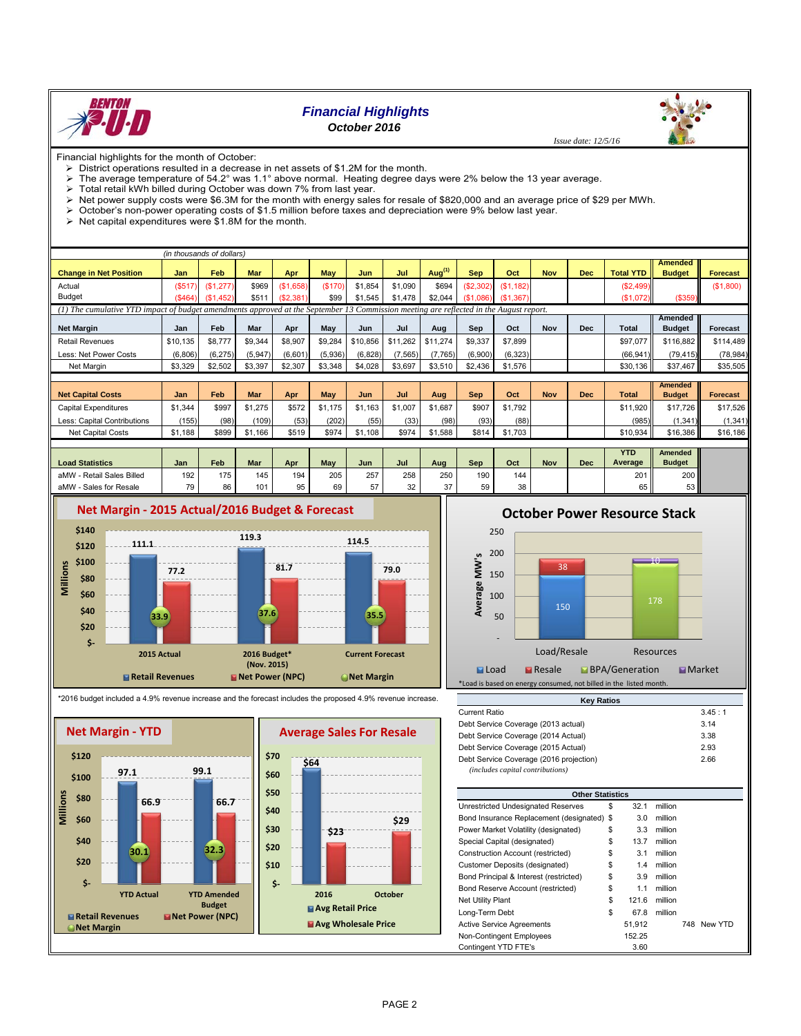# Financial Highlights

*October 2016*

*Issue date: 12/5/16*

Financial highlights for the month of October:

- District operations resulted in a decrease in net assets of $1.2M for the month.
- The average temperature of 54.2° was 1.1° above normal. Heating degree days were 2% below the 13 year average.
- Total retail kWh billed during October was down 7% from last year.
- Net power supply costs were $6.3M for the month with energy sales for resale of $820,000 and an average price of $29 per MWh.
- October's non-power operating costs of $1.5 million before taxes and depreciation were 9% below last year.
- Net capital expenditures were $1.8M for the month.

*(in thousands of dollars)*

| Change in Net Position | Jan | Feb | Mar | Apr | May | Jun | Jul | Aug[1] | Sep | Oct | Nov | Dec | Total YTD | Amended Budget | Forecast |
|---|---|---|---|---|---|---|---|---|---|---|---|---|---|---|---|
| Actual | ($517) | ($1,277) | $969 | ($1,658) | ($170) | $1,854 | $1,090 | $694 | ($2,302) | ($1,182) | | | ($2,499) | | ($1,800) |
| Budget | ($464) | ($1,452) | $511 | ($2,381) | $99 | $1,545 | $1,478 | $2,044 | ($1,086) | ($1,367) | | | ($1,072) | ($359) | |

*(1) The cumulative YTD impact of budget amendments approved at the September 13 Commission meeting are reflected in the August report.*

| Net Margin | Jan | Feb | Mar | Apr | May | Jun | Jul | Aug | Sep | Oct | Nov | Dec | Total | Amended Budget | Forecast |
|---|---|---|---|---|---|---|---|---|---|---|---|---|---|---|---|
| Retail Revenues | $10,135 | $8,777 | $9,344 | $8,907 | $9,284 | $10,856 | $11,262 | $11,274 | $9,337 | $7,899 | | | $97,077 | $116,882 | $114,489 |
| Less: Net Power Costs | (6,806) | (6,275) | (5,947) | (6,601) | (5,936) | (6,828) | (7,565) | (7,765) | (6,900) | (6,323) | | | (66,941) | (79,415) | (78,984) |
| Net Margin | $3,329 | $2,502 | $3,397 | $2,307 | $3,348 | $4,028 | $3,697 | $3,510 | $2,436 | $1,576 | | | $30,136 | $37,467 | $35,505 |

| Net Capital Costs | Jan | Feb | Mar | Apr | May | Jun | Jul | Aug | Sep | Oct | Nov | Dec | Total | Amended Budget | Forecast |
|---|---|---|---|---|---|---|---|---|---|---|---|---|---|---|---|
| Capital Expenditures | $1,344 | $997 | $1,275 | $572 | $1,175 | $1,163 | $1,007 | $1,687 | $907 | $1,792 | | | $11,920 | $17,726 | $17,526 |
| Less: Capital Contributions | (155) | (98) | (109) | (53) | (202) | (55) | (33) | (98) | (93) | (88) | | | (985) | (1,341) | (1,341) |
| Net Capital Costs | $1,188 | $899 | $1,166 | $519 | $974 | $1,108 | $974 | $1,588 | $814 | $1,703 | | | $10,934 | $16,386 | $16,186 |

| Load Statistics | Jan | Feb | Mar | Apr | May | Jun | Jul | Aug | Sep | Oct | Nov | Dec | YTD Average | Amended Budget |
|---|---|---|---|---|---|---|---|---|---|---|---|---|---|---|
| aMW - Retail Sales Billed | 192 | 175 | 145 | 194 | 205 | 257 | 258 | 250 | 190 | 144 | | | 201 | 200 |
| aMW - Sales for Resale | 79 | 86 | 101 | 95 | 69 | 57 | 32 | 37 | 59 | 38 | | | 65 | 53 |

## Net Margin - 2015 Actual/2016 Budget & Forecast

| (Millions) | 2015 Actual | 2016 Budget* (Nov. 2015) | Current Forecast |
|---|---|---|---|
| Retail Revenues | 111.1 | 119.3 | 114.5 |
| Net Power (NPC) | 77.2 | 81.7 | 79.0 |
| Net Margin | 33.9 | 37.6 | 35.5 |

*2016 budget included a 4.9% revenue increase and the forecast includes the proposed 4.9% revenue increase.

## October Power Resource Stack

| Average MW's | Load/Resale | Resources |
|---|---|---|
| Load | 150 | |
| Resale | 38 | |
| BPA/Generation | | 178 |
| Market | | 10 |

*Load is based on energy consumed, not billed in the listed month.

## Net Margin - YTD

| (Millions) | YTD Actual | YTD Amended Budget |
|---|---|---|
| Retail Revenues | 97.1 | 99.1 |
| Net Power (NPC) | 66.9 | 66.7 |
| Net Margin | 30.1 | 32.3 |

## Average Sales For Resale

| | 2016 | October |
|---|---|---|
| Avg Retail Price | $64 | |
| Avg Wholesale Price | $23 | $29 |

| Key Ratios | |
|---|---|
| Current Ratio | 3.45 : 1 |
| Debt Service Coverage (2013 actual) | 3.14 |
| Debt Service Coverage (2014 Actual) | 3.38 |
| Debt Service Coverage (2015 Actual) | 2.93 |
| Debt Service Coverage (2016 projection) *(includes capital contributions)* | 2.66 |

| Other Statistics | | | | |
|---|---|---|---|---|
| Unrestricted Undesignated Reserves | $ | 32.1 | million | |
| Bond Insurance Replacement (designated) | $ | 3.0 | million | |
| Power Market Volatility (designated) | $ | 3.3 | million | |
| Special Capital (designated) | $ | 13.7 | million | |
| Construction Account (restricted) | $ | 3.1 | million | |
| Customer Deposits (designated) | $ | 1.4 | million | |
| Bond Principal & Interest (restricted) | $ | 3.9 | million | |
| Bond Reserve Account (restricted) | $ | 1.1 | million | |
| Net Utility Plant | $ | 121.6 | million | |
| Long-Term Debt | $ | 67.8 | million | |
| Active Service Agreements | | 51,912 | | 748 New YTD |
| Non-Contingent Employees | | 152.25 | | |
| Contingent YTD FTE's | | 3.60 | | |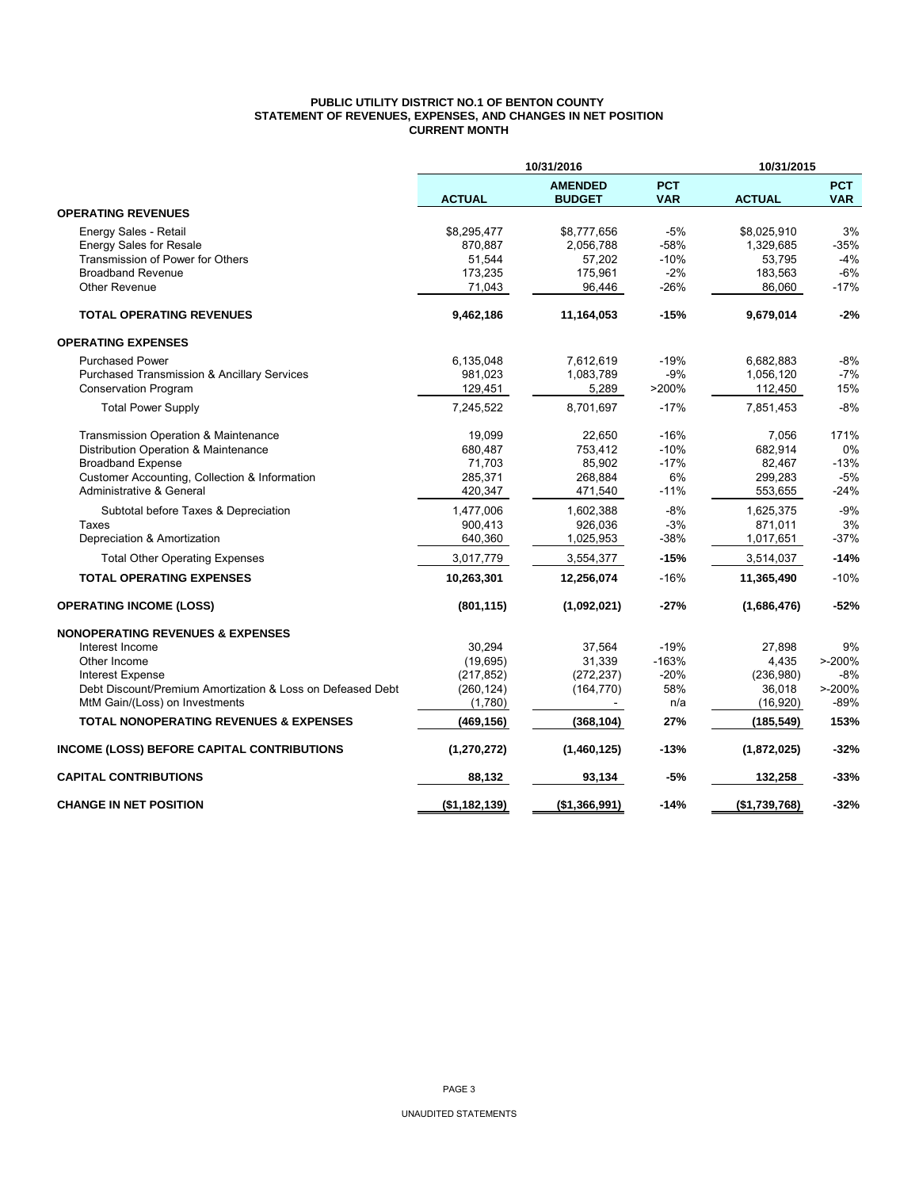**PUBLIC UTILITY DISTRICT NO.1 OF BENTON COUNTY**
**STATEMENT OF REVENUES, EXPENSES, AND CHANGES IN NET POSITION**
**CURRENT MONTH**

| | 10/31/2016 | | | 10/31/2015 | |
|---|---|---|---|---|---|
| | **ACTUAL** | **AMENDED BUDGET** | **PCT VAR** | **ACTUAL** | **PCT VAR** |
| **OPERATING REVENUES** | | | | | |
| Energy Sales - Retail | $8,295,477 | $8,777,656 | -5% | $8,025,910 | 3% |
| Energy Sales for Resale | 870,887 | 2,056,788 | -58% | 1,329,685 | -35% |
| Transmission of Power for Others | 51,544 | 57,202 | -10% | 53,795 | -4% |
| Broadband Revenue | 173,235 | 175,961 | -2% | 183,563 | -6% |
| Other Revenue | 71,043 | 96,446 | -26% | 86,060 | -17% |
| **TOTAL OPERATING REVENUES** | **9,462,186** | **11,164,053** | **-15%** | **9,679,014** | **-2%** |
| **OPERATING EXPENSES** | | | | | |
| Purchased Power | 6,135,048 | 7,612,619 | -19% | 6,682,883 | -8% |
| Purchased Transmission & Ancillary Services | 981,023 | 1,083,789 | -9% | 1,056,120 | -7% |
| Conservation Program | 129,451 | 5,289 | >200% | 112,450 | 15% |
| Total Power Supply | 7,245,522 | 8,701,697 | -17% | 7,851,453 | -8% |
| Transmission Operation & Maintenance | 19,099 | 22,650 | -16% | 7,056 | 171% |
| Distribution Operation & Maintenance | 680,487 | 753,412 | -10% | 682,914 | 0% |
| Broadband Expense | 71,703 | 85,902 | -17% | 82,467 | -13% |
| Customer Accounting, Collection & Information | 285,371 | 268,884 | 6% | 299,283 | -5% |
| Administrative & General | 420,347 | 471,540 | -11% | 553,655 | -24% |
| Subtotal before Taxes & Depreciation | 1,477,006 | 1,602,388 | -8% | 1,625,375 | -9% |
| Taxes | 900,413 | 926,036 | -3% | 871,011 | 3% |
| Depreciation & Amortization | 640,360 | 1,025,953 | -38% | 1,017,651 | -37% |
| Total Other Operating Expenses | 3,017,779 | 3,554,377 | **-15%** | 3,514,037 | **-14%** |
| **TOTAL OPERATING EXPENSES** | **10,263,301** | **12,256,074** | -16% | **11,365,490** | -10% |
| **OPERATING INCOME (LOSS)** | **(801,115)** | **(1,092,021)** | **-27%** | **(1,686,476)** | **-52%** |
| **NONOPERATING REVENUES & EXPENSES** | | | | | |
| Interest Income | 30,294 | 37,564 | -19% | 27,898 | 9% |
| Other Income | (19,695) | 31,339 | -163% | 4,435 | >-200% |
| Interest Expense | (217,852) | (272,237) | -20% | (236,980) | -8% |
| Debt Discount/Premium Amortization & Loss on Defeased Debt | (260,124) | (164,770) | 58% | 36,018 | >-200% |
| MtM Gain/(Loss) on Investments | (1,780) | - | n/a | (16,920) | -89% |
| **TOTAL NONOPERATING REVENUES & EXPENSES** | **(469,156)** | **(368,104)** | **27%** | **(185,549)** | **153%** |
| **INCOME (LOSS) BEFORE CAPITAL CONTRIBUTIONS** | **(1,270,272)** | **(1,460,125)** | **-13%** | **(1,872,025)** | **-32%** |
| **CAPITAL CONTRIBUTIONS** | **88,132** | **93,134** | **-5%** | **132,258** | **-33%** |
| **CHANGE IN NET POSITION** | **($1,182,139)** | **($1,366,991)** | **-14%** | **($1,739,768)** | **-32%** |

UNAUDITED STATEMENTS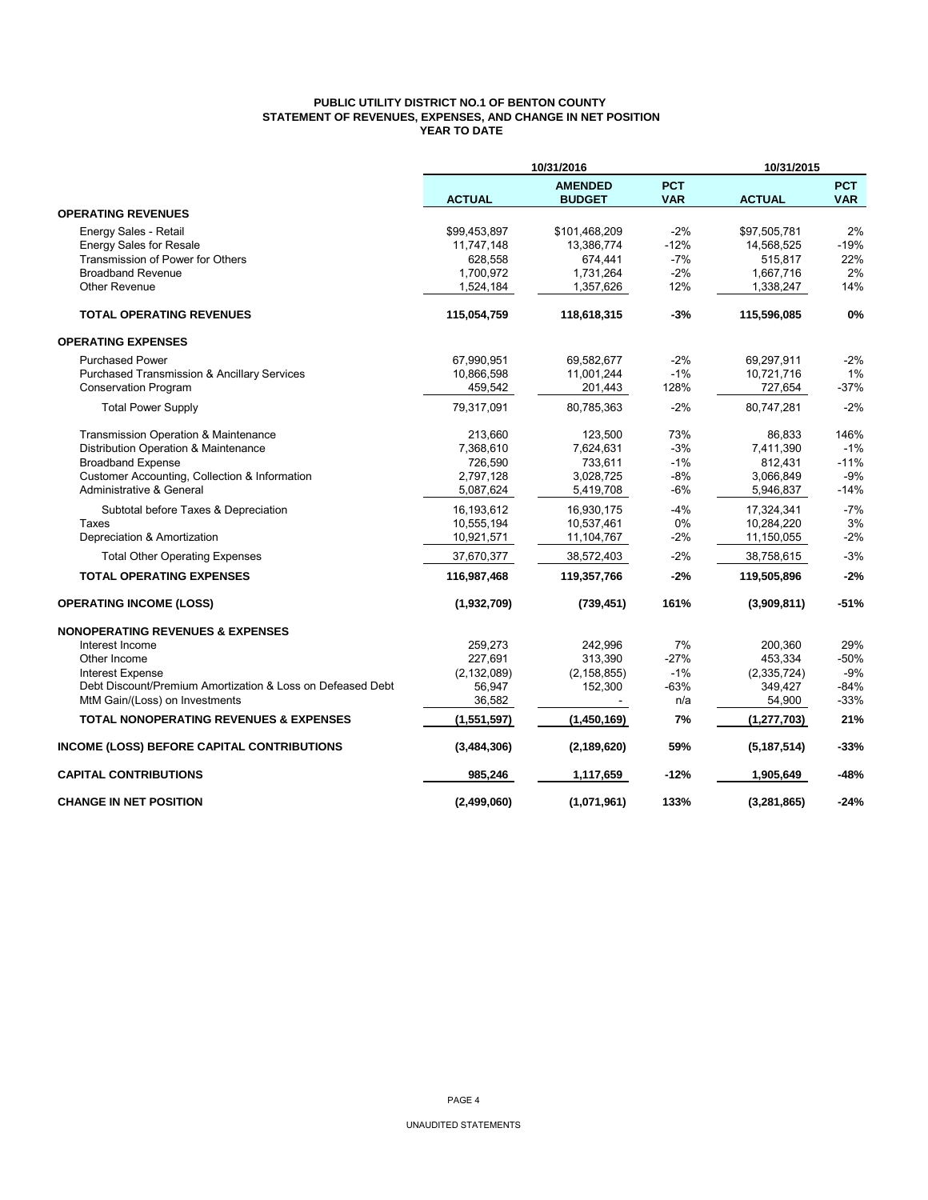**PUBLIC UTILITY DISTRICT NO.1 OF BENTON COUNTY**
**STATEMENT OF REVENUES, EXPENSES, AND CHANGE IN NET POSITION**
**YEAR TO DATE**

| | 10/31/2016 | | | 10/31/2015 | |
|---|---|---|---|---|---|
| | **ACTUAL** | **AMENDED BUDGET** | **PCT VAR** | **ACTUAL** | **PCT VAR** |
| **OPERATING REVENUES** | | | | | |
| Energy Sales - Retail | $99,453,897 | $101,468,209 | -2% | $97,505,781 | 2% |
| Energy Sales for Resale | 11,747,148 | 13,386,774 | -12% | 14,568,525 | -19% |
| Transmission of Power for Others | 628,558 | 674,441 | -7% | 515,817 | 22% |
| Broadband Revenue | 1,700,972 | 1,731,264 | -2% | 1,667,716 | 2% |
| Other Revenue | 1,524,184 | 1,357,626 | 12% | 1,338,247 | 14% |
| **TOTAL OPERATING REVENUES** | **115,054,759** | **118,618,315** | **-3%** | **115,596,085** | **0%** |
| **OPERATING EXPENSES** | | | | | |
| Purchased Power | 67,990,951 | 69,582,677 | -2% | 69,297,911 | -2% |
| Purchased Transmission & Ancillary Services | 10,866,598 | 11,001,244 | -1% | 10,721,716 | 1% |
| Conservation Program | 459,542 | 201,443 | 128% | 727,654 | -37% |
| Total Power Supply | 79,317,091 | 80,785,363 | -2% | 80,747,281 | -2% |
| Transmission Operation & Maintenance | 213,660 | 123,500 | 73% | 86,833 | 146% |
| Distribution Operation & Maintenance | 7,368,610 | 7,624,631 | -3% | 7,411,390 | -1% |
| Broadband Expense | 726,590 | 733,611 | -1% | 812,431 | -11% |
| Customer Accounting, Collection & Information | 2,797,128 | 3,028,725 | -8% | 3,066,849 | -9% |
| Administrative & General | 5,087,624 | 5,419,708 | -6% | 5,946,837 | -14% |
| Subtotal before Taxes & Depreciation | 16,193,612 | 16,930,175 | -4% | 17,324,341 | -7% |
| Taxes | 10,555,194 | 10,537,461 | 0% | 10,284,220 | 3% |
| Depreciation & Amortization | 10,921,571 | 11,104,767 | -2% | 11,150,055 | -2% |
| Total Other Operating Expenses | 37,670,377 | 38,572,403 | -2% | 38,758,615 | -3% |
| **TOTAL OPERATING EXPENSES** | **116,987,468** | **119,357,766** | **-2%** | **119,505,896** | **-2%** |
| **OPERATING INCOME (LOSS)** | **(1,932,709)** | **(739,451)** | **161%** | **(3,909,811)** | **-51%** |
| **NONOPERATING REVENUES & EXPENSES** | | | | | |
| Interest Income | 259,273 | 242,996 | 7% | 200,360 | 29% |
| Other Income | 227,691 | 313,390 | -27% | 453,334 | -50% |
| Interest Expense | (2,132,089) | (2,158,855) | -1% | (2,335,724) | -9% |
| Debt Discount/Premium Amortization & Loss on Defeased Debt | 56,947 | 152,300 | -63% | 349,427 | -84% |
| MtM Gain/(Loss) on Investments | 36,582 | - | n/a | 54,900 | -33% |
| **TOTAL NONOPERATING REVENUES & EXPENSES** | **(1,551,597)** | **(1,450,169)** | **7%** | **(1,277,703)** | **21%** |
| **INCOME (LOSS) BEFORE CAPITAL CONTRIBUTIONS** | **(3,484,306)** | **(2,189,620)** | **59%** | **(5,187,514)** | **-33%** |
| **CAPITAL CONTRIBUTIONS** | **985,246** | **1,117,659** | **-12%** | **1,905,649** | **-48%** |
| **CHANGE IN NET POSITION** | **(2,499,060)** | **(1,071,961)** | **133%** | **(3,281,865)** | **-24%** |

UNAUDITED STATEMENTS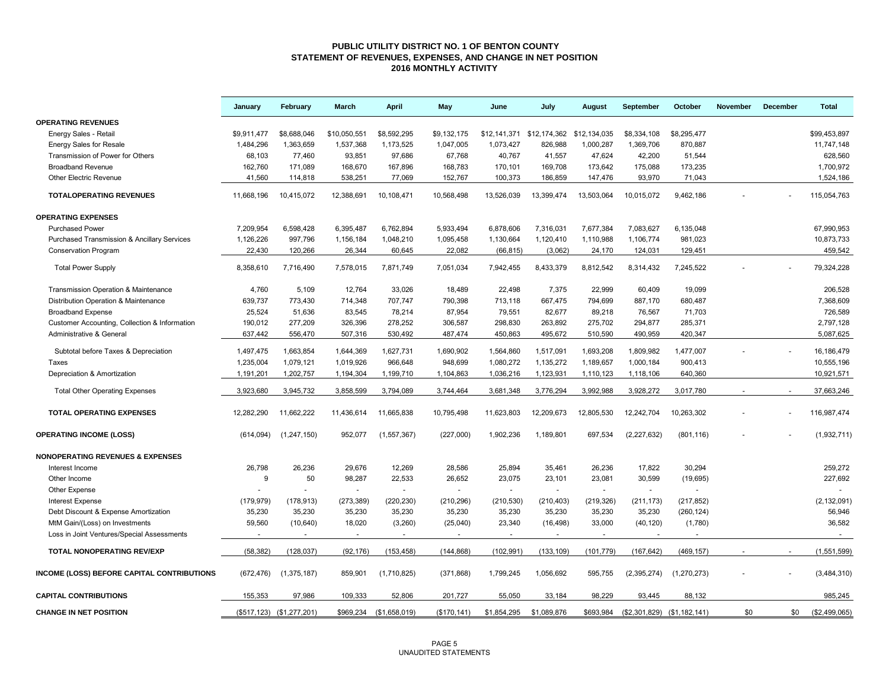# PUBLIC UTILITY DISTRICT NO. 1 OF BENTON COUNTY
## STATEMENT OF REVENUES, EXPENSES, AND CHANGE IN NET POSITION
## 2016 MONTHLY ACTIVITY

| | January | February | March | April | May | June | July | August | September | October | November | December | Total |
|---|---|---|---|---|---|---|---|---|---|---|---|---|---|
| **OPERATING REVENUES** | | | | | | | | | | | | | |
| Energy Sales - Retail | $9,911,477 | $8,688,046 | $10,050,551 | $8,592,295 | $9,132,175 | $12,141,371 | $12,174,362 | $12,134,035 | $8,334,108 | $8,295,477 | | | $99,453,897 |
| Energy Sales for Resale | 1,484,296 | 1,363,659 | 1,537,368 | 1,173,525 | 1,047,005 | 1,073,427 | 826,988 | 1,000,287 | 1,369,706 | 870,887 | | | 11,747,148 |
| Transmission of Power for Others | 68,103 | 77,460 | 93,851 | 97,686 | 67,768 | 40,767 | 41,557 | 47,624 | 42,200 | 51,544 | | | 628,560 |
| Broadband Revenue | 162,760 | 171,089 | 168,670 | 167,896 | 168,783 | 170,101 | 169,708 | 173,642 | 175,088 | 173,235 | | | 1,700,972 |
| Other Electric Revenue | 41,560 | 114,818 | 538,251 | 77,069 | 152,767 | 100,373 | 186,859 | 147,476 | 93,970 | 71,043 | | | 1,524,186 |
| **TOTALOPERATING REVENUES** | 11,668,196 | 10,415,072 | 12,388,691 | 10,108,471 | 10,568,498 | 13,526,039 | 13,399,474 | 13,503,064 | 10,015,072 | 9,462,186 | - | - | 115,054,763 |
| **OPERATING EXPENSES** | | | | | | | | | | | | | |
| Purchased Power | 7,209,954 | 6,598,428 | 6,395,487 | 6,762,894 | 5,933,494 | 6,878,606 | 7,316,031 | 7,677,384 | 7,083,627 | 6,135,048 | | | 67,990,953 |
| Purchased Transmission & Ancillary Services | 1,126,226 | 997,796 | 1,156,184 | 1,048,210 | 1,095,458 | 1,130,664 | 1,120,410 | 1,110,988 | 1,106,774 | 981,023 | | | 10,873,733 |
| Conservation Program | 22,430 | 120,266 | 26,344 | 60,645 | 22,082 | (66,815) | (3,062) | 24,170 | 124,031 | 129,451 | | | 459,542 |
| Total Power Supply | 8,358,610 | 7,716,490 | 7,578,015 | 7,871,749 | 7,051,034 | 7,942,455 | 8,433,379 | 8,812,542 | 8,314,432 | 7,245,522 | - | - | 79,324,228 |
| Transmission Operation & Maintenance | 4,760 | 5,109 | 12,764 | 33,026 | 18,489 | 22,498 | 7,375 | 22,999 | 60,409 | 19,099 | | | 206,528 |
| Distribution Operation & Maintenance | 639,737 | 773,430 | 714,348 | 707,747 | 790,398 | 713,118 | 667,475 | 794,699 | 887,170 | 680,487 | | | 7,368,609 |
| Broadband Expense | 25,524 | 51,636 | 83,545 | 78,214 | 87,954 | 79,551 | 82,677 | 89,218 | 76,567 | 71,703 | | | 726,589 |
| Customer Accounting, Collection & Information | 190,012 | 277,209 | 326,396 | 278,252 | 306,587 | 298,830 | 263,892 | 275,702 | 294,877 | 285,371 | | | 2,797,128 |
| Administrative & General | 637,442 | 556,470 | 507,316 | 530,492 | 487,474 | 450,863 | 495,672 | 510,590 | 490,959 | 420,347 | | | 5,087,625 |
| Subtotal before Taxes & Depreciation | 1,497,475 | 1,663,854 | 1,644,369 | 1,627,731 | 1,690,902 | 1,564,860 | 1,517,091 | 1,693,208 | 1,809,982 | 1,477,007 | - | - | 16,186,479 |
| Taxes | 1,235,004 | 1,079,121 | 1,019,926 | 966,648 | 948,699 | 1,080,272 | 1,135,272 | 1,189,657 | 1,000,184 | 900,413 | | | 10,555,196 |
| Depreciation & Amortization | 1,191,201 | 1,202,757 | 1,194,304 | 1,199,710 | 1,104,863 | 1,036,216 | 1,123,931 | 1,110,123 | 1,118,106 | 640,360 | | | 10,921,571 |
| Total Other Operating Expenses | 3,923,680 | 3,945,732 | 3,858,599 | 3,794,089 | 3,744,464 | 3,681,348 | 3,776,294 | 3,992,988 | 3,928,272 | 3,017,780 | - | - | 37,663,246 |
| **TOTAL OPERATING EXPENSES** | 12,282,290 | 11,662,222 | 11,436,614 | 11,665,838 | 10,795,498 | 11,623,803 | 12,209,673 | 12,805,530 | 12,242,704 | 10,263,302 | - | - | 116,987,474 |
| **OPERATING INCOME (LOSS)** | (614,094) | (1,247,150) | 952,077 | (1,557,367) | (227,000) | 1,902,236 | 1,189,801 | 697,534 | (2,227,632) | (801,116) | - | - | (1,932,711) |
| **NONOPERATING REVENUES & EXPENSES** | | | | | | | | | | | | | |
| Interest Income | 26,798 | 26,236 | 29,676 | 12,269 | 28,586 | 25,894 | 35,461 | 26,236 | 17,822 | 30,294 | | | 259,272 |
| Other Income | 9 | 50 | 98,287 | 22,533 | 26,652 | 23,075 | 23,101 | 23,081 | 30,599 | (19,695) | | | 227,692 |
| Other Expense | - | - | - | - | - | - | - | - | - | - | | | - |
| Interest Expense | (179,979) | (178,913) | (273,389) | (220,230) | (210,296) | (210,530) | (210,403) | (219,326) | (211,173) | (217,852) | | | (2,132,091) |
| Debt Discount & Expense Amortization | 35,230 | 35,230 | 35,230 | 35,230 | 35,230 | 35,230 | 35,230 | 35,230 | 35,230 | (260,124) | | | 56,946 |
| MtM Gain/(Loss) on Investments | 59,560 | (10,640) | 18,020 | (3,260) | (25,040) | 23,340 | (16,498) | 33,000 | (40,120) | (1,780) | | | 36,582 |
| Loss in Joint Ventures/Special Assessments | - | - | - | - | - | - | - | - | - | - | | | - |
| **TOTAL NONOPERATING REV/EXP** | (58,382) | (128,037) | (92,176) | (153,458) | (144,868) | (102,991) | (133,109) | (101,779) | (167,642) | (469,157) | - | - | (1,551,599) |
| **INCOME (LOSS) BEFORE CAPITAL CONTRIBUTIONS** | (672,476) | (1,375,187) | 859,901 | (1,710,825) | (371,868) | 1,799,245 | 1,056,692 | 595,755 | (2,395,274) | (1,270,273) | - | - | (3,484,310) |
| **CAPITAL CONTRIBUTIONS** | 155,353 | 97,986 | 109,333 | 52,806 | 201,727 | 55,050 | 33,184 | 98,229 | 93,445 | 88,132 | | | 985,245 |
| **CHANGE IN NET POSITION** | ($517,123) | ($1,277,201) | $969,234 | ($1,658,019) | ($170,141) | $1,854,295 | $1,089,876 | $693,984 | ($2,301,829) | ($1,182,141) | $0 | $0 | ($2,499,065) |

UNAUDITED STATEMENTS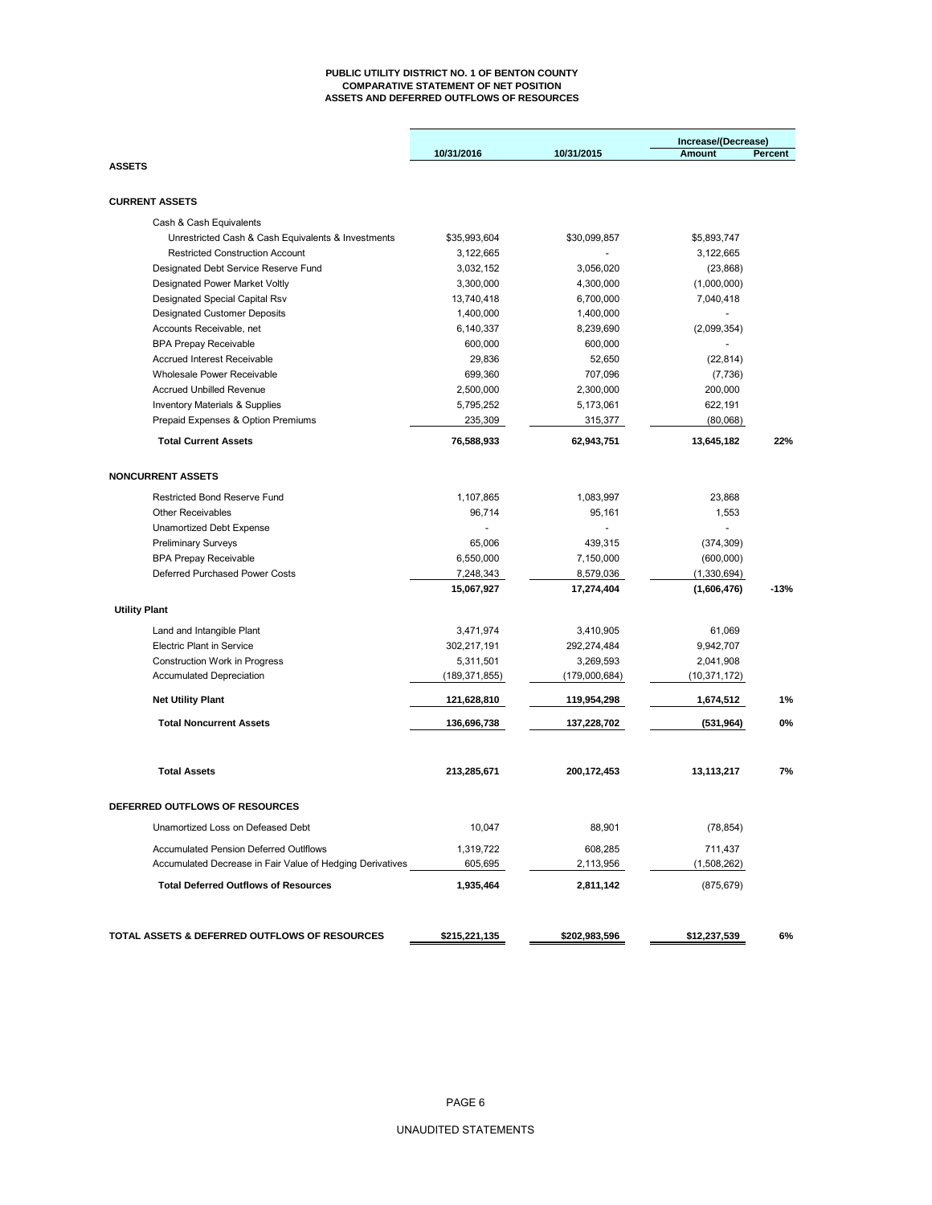# PUBLIC UTILITY DISTRICT NO. 1 OF BENTON COUNTY
## COMPARATIVE STATEMENT OF NET POSITION
## ASSETS AND DEFERRED OUTFLOWS OF RESOURCES

| | 10/31/2016 | 10/31/2015 | Increase/(Decrease) Amount | Percent |
|---|---|---|---|---|
| **ASSETS** | | | | |
| **CURRENT ASSETS** | | | | |
| Cash & Cash Equivalents | | | | |
| Unrestricted Cash & Cash Equivalents & Investments | $35,993,604 | $30,099,857 | $5,893,747 | |
| Restricted Construction Account | 3,122,665 | - | 3,122,665 | |
| Designated Debt Service Reserve Fund | 3,032,152 | 3,056,020 | (23,868) | |
| Designated Power Market Voltly | 3,300,000 | 4,300,000 | (1,000,000) | |
| Designated Special Capital Rsv | 13,740,418 | 6,700,000 | 7,040,418 | |
| Designated Customer Deposits | 1,400,000 | 1,400,000 | - | |
| Accounts Receivable, net | 6,140,337 | 8,239,690 | (2,099,354) | |
| BPA Prepay Receivable | 600,000 | 600,000 | - | |
| Accrued Interest Receivable | 29,836 | 52,650 | (22,814) | |
| Wholesale Power Receivable | 699,360 | 707,096 | (7,736) | |
| Accrued Unbilled Revenue | 2,500,000 | 2,300,000 | 200,000 | |
| Inventory Materials & Supplies | 5,795,252 | 5,173,061 | 622,191 | |
| Prepaid Expenses & Option Premiums | 235,309 | 315,377 | (80,068) | |
| **Total Current Assets** | **76,588,933** | **62,943,751** | **13,645,182** | **22%** |
| **NONCURRENT ASSETS** | | | | |
| Restricted Bond Reserve Fund | 1,107,865 | 1,083,997 | 23,868 | |
| Other Receivables | 96,714 | 95,161 | 1,553 | |
| Unamortized Debt Expense | - | - | - | |
| Preliminary Surveys | 65,006 | 439,315 | (374,309) | |
| BPA Prepay Receivable | 6,550,000 | 7,150,000 | (600,000) | |
| Deferred Purchased Power Costs | 7,248,343 | 8,579,036 | (1,330,694) | |
| | **15,067,927** | **17,274,404** | **(1,606,476)** | **-13%** |
| **Utility Plant** | | | | |
| Land and Intangible Plant | 3,471,974 | 3,410,905 | 61,069 | |
| Electric Plant in Service | 302,217,191 | 292,274,484 | 9,942,707 | |
| Construction Work in Progress | 5,311,501 | 3,269,593 | 2,041,908 | |
| Accumulated Depreciation | (189,371,855) | (179,000,684) | (10,371,172) | |
| **Net Utility Plant** | **121,628,810** | **119,954,298** | **1,674,512** | **1%** |
| **Total Noncurrent Assets** | **136,696,738** | **137,228,702** | **(531,964)** | **0%** |
| **Total Assets** | **213,285,671** | **200,172,453** | **13,113,217** | **7%** |
| **DEFERRED OUTFLOWS OF RESOURCES** | | | | |
| Unamortized Loss on Defeased Debt | 10,047 | 88,901 | (78,854) | |
| Accumulated Pension Deferred Outlflows | 1,319,722 | 608,285 | 711,437 | |
| Accumulated Decrease in Fair Value of Hedging Derivatives | 605,695 | 2,113,956 | (1,508,262) | |
| **Total Deferred Outflows of Resources** | **1,935,464** | **2,811,142** | (875,679) | |
| **TOTAL ASSETS & DEFERRED OUTFLOWS OF RESOURCES** | **\$215,221,135** | **\$202,983,596** | **\$12,237,539** | **6%** |

UNAUDITED STATEMENTS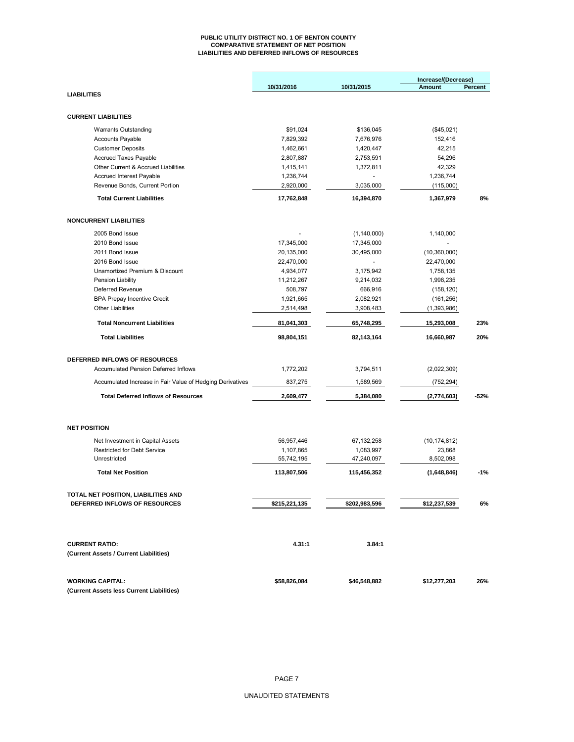# PUBLIC UTILITY DISTRICT NO. 1 OF BENTON COUNTY
## COMPARATIVE STATEMENT OF NET POSITION
## LIABILITIES AND DEFERRED INFLOWS OF RESOURCES

| | 10/31/2016 | 10/31/2015 | Increase/(Decrease) Amount | Percent |
|---|---|---|---|---|
| **LIABILITIES** | | | | |
| **CURRENT LIABILITIES** | | | | |
| Warrants Outstanding | $91,024 | $136,045 | ($45,021) | |
| Accounts Payable | 7,829,392 | 7,676,976 | 152,416 | |
| Customer Deposits | 1,462,661 | 1,420,447 | 42,215 | |
| Accrued Taxes Payable | 2,807,887 | 2,753,591 | 54,296 | |
| Other Current & Accrued Liabilities | 1,415,141 | 1,372,811 | 42,329 | |
| Accrued Interest Payable | 1,236,744 | - | 1,236,744 | |
| Revenue Bonds, Current Portion | 2,920,000 | 3,035,000 | (115,000) | |
| **Total Current Liabilities** | **17,762,848** | **16,394,870** | **1,367,979** | **8%** |
| **NONCURRENT LIABILITIES** | | | | |
| 2005 Bond Issue | - | (1,140,000) | 1,140,000 | |
| 2010 Bond Issue | 17,345,000 | 17,345,000 | - | |
| 2011 Bond Issue | 20,135,000 | 30,495,000 | (10,360,000) | |
| 2016 Bond Issue | 22,470,000 | - | 22,470,000 | |
| Unamortized Premium & Discount | 4,934,077 | 3,175,942 | 1,758,135 | |
| Pension Liability | 11,212,267 | 9,214,032 | 1,998,235 | |
| Deferred Revenue | 508,797 | 666,916 | (158,120) | |
| BPA Prepay Incentive Credit | 1,921,665 | 2,082,921 | (161,256) | |
| Other Liabilities | 2,514,498 | 3,908,483 | (1,393,986) | |
| **Total Noncurrent Liabilities** | **81,041,303** | **65,748,295** | **15,293,008** | **23%** |
| **Total Liabilities** | **98,804,151** | **82,143,164** | **16,660,987** | **20%** |
| **DEFERRED INFLOWS OF RESOURCES** | | | | |
| Accumulated Pension Deferred Inflows | 1,772,202 | 3,794,511 | (2,022,309) | |
| Accumulated Increase in Fair Value of Hedging Derivatives | 837,275 | 1,589,569 | (752,294) | |
| **Total Deferred Inflows of Resources** | **2,609,477** | **5,384,080** | **(2,774,603)** | **-52%** |
| **NET POSITION** | | | | |
| Net Investment in Capital Assets | 56,957,446 | 67,132,258 | (10,174,812) | |
| Restricted for Debt Service | 1,107,865 | 1,083,997 | 23,868 | |
| Unrestricted | 55,742,195 | 47,240,097 | 8,502,098 | |
| **Total Net Position** | **113,807,506** | **115,456,352** | **(1,648,846)** | **-1%** |
| **TOTAL NET POSITION, LIABILITIES AND DEFERRED INFLOWS OF RESOURCES** | **$215,221,135** | **$202,983,596** | **$12,237,539** | **6%** |
| **CURRENT RATIO:** (Current Assets / Current Liabilities) | **4.31:1** | **3.84:1** | | |
| **WORKING CAPITAL:** (Current Assets less Current Liabilities) | **$58,826,084** | **$46,548,882** | **$12,277,203** | **26%** |

UNAUDITED STATEMENTS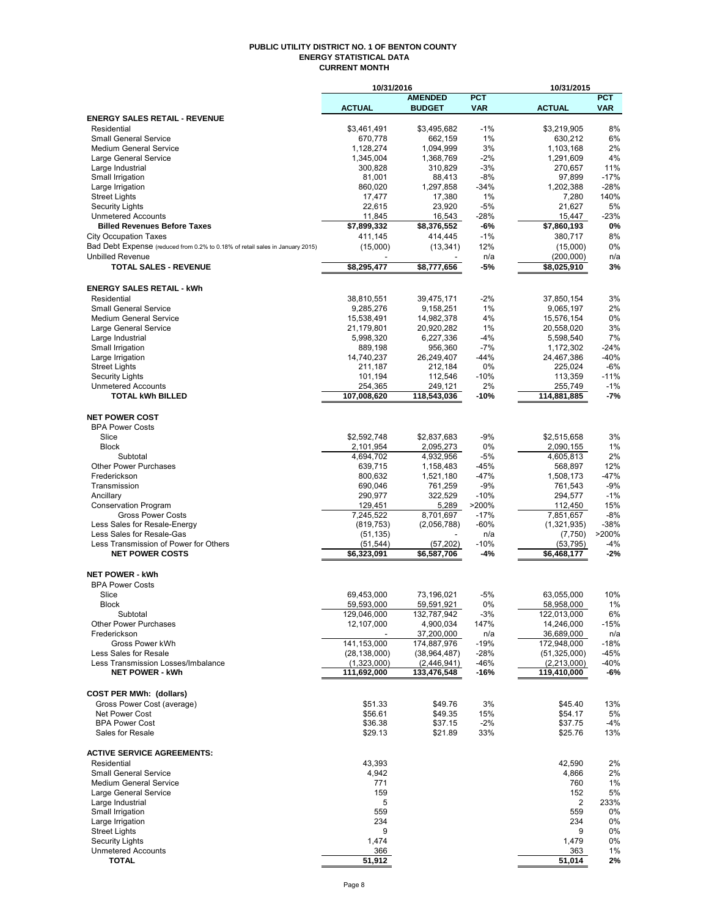# PUBLIC UTILITY DISTRICT NO. 1 OF BENTON COUNTY
## ENERGY STATISTICAL DATA
### CURRENT MONTH

| | 10/31/2016 | | | 10/31/2015 | |
|---|---|---|---|---|---|
| | ACTUAL | AMENDED BUDGET | PCT VAR | ACTUAL | PCT VAR |
| **ENERGY SALES RETAIL - REVENUE** | | | | | |
| Residential | $3,461,491 | $3,495,682 | -1% | $3,219,905 | 8% |
| Small General Service | 670,778 | 662,159 | 1% | 630,212 | 6% |
| Medium General Service | 1,128,274 | 1,094,999 | 3% | 1,103,168 | 2% |
| Large General Service | 1,345,004 | 1,368,769 | -2% | 1,291,609 | 4% |
| Large Industrial | 300,828 | 310,829 | -3% | 270,657 | 11% |
| Small Irrigation | 81,001 | 88,413 | -8% | 97,899 | -17% |
| Large Irrigation | 860,020 | 1,297,858 | -34% | 1,202,388 | -28% |
| Street Lights | 17,477 | 17,380 | 1% | 7,280 | 140% |
| Security Lights | 22,615 | 23,920 | -5% | 21,627 | 5% |
| Unmetered Accounts | 11,845 | 16,543 | -28% | 15,447 | -23% |
| **Billed Revenues Before Taxes** | **$7,899,332** | **$8,376,552** | **-6%** | **$7,860,193** | **0%** |
| City Occupation Taxes | 411,145 | 414,445 | -1% | 380,717 | 8% |
| Bad Debt Expense (reduced from 0.2% to 0.18% of retail sales in January 2015) | (15,000) | (13,341) | 12% | (15,000) | 0% |
| Unbilled Revenue | - | - | n/a | (200,000) | n/a |
| **TOTAL SALES - REVENUE** | **$8,295,477** | **$8,777,656** | **-5%** | **$8,025,910** | **3%** |
| **ENERGY SALES RETAIL - kWh** | | | | | |
| Residential | 38,810,551 | 39,475,171 | -2% | 37,850,154 | 3% |
| Small General Service | 9,285,276 | 9,158,251 | 1% | 9,065,197 | 2% |
| Medium General Service | 15,538,491 | 14,982,378 | 4% | 15,576,154 | 0% |
| Large General Service | 21,179,801 | 20,920,282 | 1% | 20,558,020 | 3% |
| Large Industrial | 5,998,320 | 6,227,336 | -4% | 5,598,540 | 7% |
| Small Irrigation | 889,198 | 956,360 | -7% | 1,172,302 | -24% |
| Large Irrigation | 14,740,237 | 26,249,407 | -44% | 24,467,386 | -40% |
| Street Lights | 211,187 | 212,184 | 0% | 225,024 | -6% |
| Security Lights | 101,194 | 112,546 | -10% | 113,359 | -11% |
| Unmetered Accounts | 254,365 | 249,121 | 2% | 255,749 | -1% |
| **TOTAL kWh BILLED** | **107,008,620** | **118,543,036** | **-10%** | **114,881,885** | **-7%** |
| **NET POWER COST** | | | | | |
| BPA Power Costs | | | | | |
| Slice | $2,592,748 | $2,837,683 | -9% | $2,515,658 | 3% |
| Block | 2,101,954 | 2,095,273 | 0% | 2,090,155 | 1% |
| Subtotal | 4,694,702 | 4,932,956 | -5% | 4,605,813 | 2% |
| Other Power Purchases | 639,715 | 1,158,483 | -45% | 568,897 | 12% |
| Frederickson | 800,632 | 1,521,180 | -47% | 1,508,173 | -47% |
| Transmission | 690,046 | 761,259 | -9% | 761,543 | -9% |
| Ancillary | 290,977 | 322,529 | -10% | 294,577 | -1% |
| Conservation Program | 129,451 | 5,289 | >200% | 112,450 | 15% |
| Gross Power Costs | 7,245,522 | 8,701,697 | -17% | 7,851,657 | -8% |
| Less Sales for Resale-Energy | (819,753) | (2,056,788) | -60% | (1,321,935) | -38% |
| Less Sales for Resale-Gas | (51,135) | - | n/a | (7,750) | >200% |
| Less Transmission of Power for Others | (51,544) | (57,202) | -10% | (53,795) | -4% |
| **NET POWER COSTS** | **$6,323,091** | **$6,587,706** | **-4%** | **$6,468,177** | **-2%** |
| **NET POWER - kWh** | | | | | |
| BPA Power Costs | | | | | |
| Slice | 69,453,000 | 73,196,021 | -5% | 63,055,000 | 10% |
| Block | 59,593,000 | 59,591,921 | 0% | 58,958,000 | 1% |
| Subtotal | 129,046,000 | 132,787,942 | -3% | 122,013,000 | 6% |
| Other Power Purchases | 12,107,000 | 4,900,034 | 147% | 14,246,000 | -15% |
| Frederickson | - | 37,200,000 | n/a | 36,689,000 | n/a |
| Gross Power kWh | 141,153,000 | 174,887,976 | -19% | 172,948,000 | -18% |
| Less Sales for Resale | (28,138,000) | (38,964,487) | -28% | (51,325,000) | -45% |
| Less Transmission Losses/Imbalance | (1,323,000) | (2,446,941) | -46% | (2,213,000) | -40% |
| **NET POWER - kWh** | **111,692,000** | **133,476,548** | **-16%** | **119,410,000** | **-6%** |
| **COST PER MWh: (dollars)** | | | | | |
| Gross Power Cost (average) | $51.33 | $49.76 | 3% | $45.40 | 13% |
| Net Power Cost | $56.61 | $49.35 | 15% | $54.17 | 5% |
| BPA Power Cost | $36.38 | $37.15 | -2% | $37.75 | -4% |
| Sales for Resale | $29.13 | $21.89 | 33% | $25.76 | 13% |
| **ACTIVE SERVICE AGREEMENTS:** | | | | | |
| Residential | 43,393 | | | 42,590 | 2% |
| Small General Service | 4,942 | | | 4,866 | 2% |
| Medium General Service | 771 | | | 760 | 1% |
| Large General Service | 159 | | | 152 | 5% |
| Large Industrial | 5 | | | 2 | 233% |
| Small Irrigation | 559 | | | 559 | 0% |
| Large Irrigation | 234 | | | 234 | 0% |
| Street Lights | 9 | | | 9 | 0% |
| Security Lights | 1,474 | | | 1,479 | 0% |
| Unmetered Accounts | 366 | | | 363 | 1% |
| **TOTAL** | **51,912** | | | **51,014** | **2%** |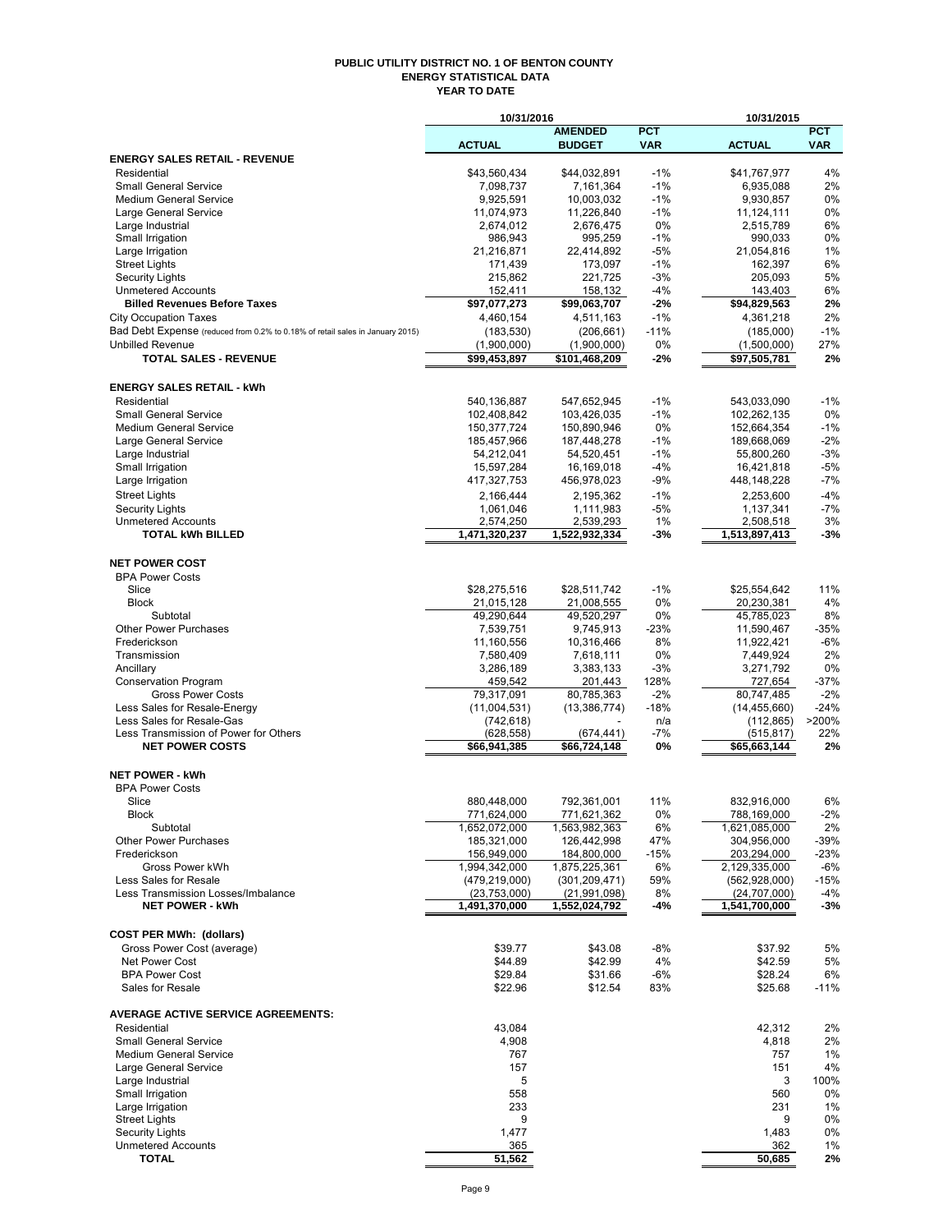# PUBLIC UTILITY DISTRICT NO. 1 OF BENTON COUNTY
## ENERGY STATISTICAL DATA
### YEAR TO DATE

| | 10/31/2016 | | | 10/31/2015 | |
|---|---|---|---|---|---|
| | ACTUAL | AMENDED BUDGET | PCT VAR | ACTUAL | PCT VAR |
| **ENERGY SALES RETAIL - REVENUE** | | | | | |
| Residential | $43,560,434 | $44,032,891 | -1% | $41,767,977 | 4% |
| Small General Service | 7,098,737 | 7,161,364 | -1% | 6,935,088 | 2% |
| Medium General Service | 9,925,591 | 10,003,032 | -1% | 9,930,857 | 0% |
| Large General Service | 11,074,973 | 11,226,840 | -1% | 11,124,111 | 0% |
| Large Industrial | 2,674,012 | 2,676,475 | 0% | 2,515,789 | 6% |
| Small Irrigation | 986,943 | 995,259 | -1% | 990,033 | 0% |
| Large Irrigation | 21,216,871 | 22,414,892 | -5% | 21,054,816 | 1% |
| Street Lights | 171,439 | 173,097 | -1% | 162,397 | 6% |
| Security Lights | 215,862 | 221,725 | -3% | 205,093 | 5% |
| Unmetered Accounts | 152,411 | 158,132 | -4% | 143,403 | 6% |
| **Billed Revenues Before Taxes** | **$97,077,273** | **$99,063,707** | **-2%** | **$94,829,563** | **2%** |
| City Occupation Taxes | 4,460,154 | 4,511,163 | -1% | 4,361,218 | 2% |
| Bad Debt Expense (reduced from 0.2% to 0.18% of retail sales in January 2015) | (183,530) | (206,661) | -11% | (185,000) | -1% |
| Unbilled Revenue | (1,900,000) | (1,900,000) | 0% | (1,500,000) | 27% |
| **TOTAL SALES - REVENUE** | **$99,453,897** | **$101,468,209** | **-2%** | **$97,505,781** | **2%** |
| | | | | | |
| **ENERGY SALES RETAIL - kWh** | | | | | |
| Residential | 540,136,887 | 547,652,945 | -1% | 543,033,090 | -1% |
| Small General Service | 102,408,842 | 103,426,035 | -1% | 102,262,135 | 0% |
| Medium General Service | 150,377,724 | 150,890,946 | 0% | 152,664,354 | -1% |
| Large General Service | 185,457,966 | 187,448,278 | -1% | 189,668,069 | -2% |
| Large Industrial | 54,212,041 | 54,520,451 | -1% | 55,800,260 | -3% |
| Small Irrigation | 15,597,284 | 16,169,018 | -4% | 16,421,818 | -5% |
| Large Irrigation | 417,327,753 | 456,978,023 | -9% | 448,148,228 | -7% |
| Street Lights | 2,166,444 | 2,195,362 | -1% | 2,253,600 | -4% |
| Security Lights | 1,061,046 | 1,111,983 | -5% | 1,137,341 | -7% |
| Unmetered Accounts | 2,574,250 | 2,539,293 | 1% | 2,508,518 | 3% |
| **TOTAL kWh BILLED** | **1,471,320,237** | **1,522,932,334** | **-3%** | **1,513,897,413** | **-3%** |
| | | | | | |
| **NET POWER COST** | | | | | |
| BPA Power Costs | | | | | |
| Slice | $28,275,516 | $28,511,742 | -1% | $25,554,642 | 11% |
| Block | 21,015,128 | 21,008,555 | 0% | 20,230,381 | 4% |
| Subtotal | 49,290,644 | 49,520,297 | 0% | 45,785,023 | 8% |
| Other Power Purchases | 7,539,751 | 9,745,913 | -23% | 11,590,467 | -35% |
| Frederickson | 11,160,556 | 10,316,466 | 8% | 11,922,421 | -6% |
| Transmission | 7,580,409 | 7,618,111 | 0% | 7,449,924 | 2% |
| Ancillary | 3,286,189 | 3,383,133 | -3% | 3,271,792 | 0% |
| Conservation Program | 459,542 | 201,443 | 128% | 727,654 | -37% |
| Gross Power Costs | 79,317,091 | 80,785,363 | -2% | 80,747,485 | -2% |
| Less Sales for Resale-Energy | (11,004,531) | (13,386,774) | -18% | (14,455,660) | -24% |
| Less Sales for Resale-Gas | (742,618) | - | n/a | (112,865) | >200% |
| Less Transmission of Power for Others | (628,558) | (674,441) | -7% | (515,817) | 22% |
| **NET POWER COSTS** | **$66,941,385** | **$66,724,148** | **0%** | **$65,663,144** | **2%** |
| | | | | | |
| **NET POWER - kWh** | | | | | |
| BPA Power Costs | | | | | |
| Slice | 880,448,000 | 792,361,001 | 11% | 832,916,000 | 6% |
| Block | 771,624,000 | 771,621,362 | 0% | 788,169,000 | -2% |
| Subtotal | 1,652,072,000 | 1,563,982,363 | 6% | 1,621,085,000 | 2% |
| Other Power Purchases | 185,321,000 | 126,442,998 | 47% | 304,956,000 | -39% |
| Frederickson | 156,949,000 | 184,800,000 | -15% | 203,294,000 | -23% |
| Gross Power kWh | 1,994,342,000 | 1,875,225,361 | 6% | 2,129,335,000 | -6% |
| Less Sales for Resale | (479,219,000) | (301,209,471) | 59% | (562,928,000) | -15% |
| Less Transmission Losses/Imbalance | (23,753,000) | (21,991,098) | 8% | (24,707,000) | -4% |
| **NET POWER - kWh** | **1,491,370,000** | **1,552,024,792** | **-4%** | **1,541,700,000** | **-3%** |
| | | | | | |
| **COST PER MWh: (dollars)** | | | | | |
| Gross Power Cost (average) | $39.77 | $43.08 | -8% | $37.92 | 5% |
| Net Power Cost | $44.89 | $42.99 | 4% | $42.59 | 5% |
| BPA Power Cost | $29.84 | $31.66 | -6% | $28.24 | 6% |
| Sales for Resale | $22.96 | $12.54 | 83% | $25.68 | -11% |
| | | | | | |
| **AVERAGE ACTIVE SERVICE AGREEMENTS:** | | | | | |
| Residential | 43,084 | | | 42,312 | 2% |
| Small General Service | 4,908 | | | 4,818 | 2% |
| Medium General Service | 767 | | | 757 | 1% |
| Large General Service | 157 | | | 151 | 4% |
| Large Industrial | 5 | | | 3 | 100% |
| Small Irrigation | 558 | | | 560 | 0% |
| Large Irrigation | 233 | | | 231 | 1% |
| Street Lights | 9 | | | 9 | 0% |
| Security Lights | 1,477 | | | 1,483 | 0% |
| Unmetered Accounts | 365 | | | 362 | 1% |
| **TOTAL** | **51,562** | | | **50,685** | **2%** |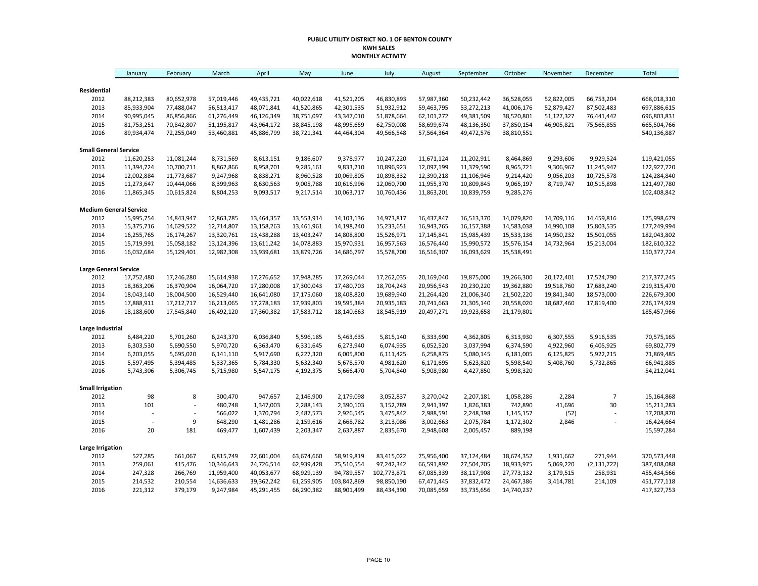**PUBLIC UTILITY DISTRICT NO. 1 OF BENTON COUNTY**
**KWH SALES**
**MONTHLY ACTIVITY**

| | January | February | March | April | May | June | July | August | September | October | November | December | Total |
|---|---|---|---|---|---|---|---|---|---|---|---|---|---|
| **Residential** | | | | | | | | | | | | | |
| 2012 | 88,212,383 | 80,652,978 | 57,019,446 | 49,435,721 | 40,022,618 | 41,521,205 | 46,830,893 | 57,987,360 | 50,232,442 | 36,528,055 | 52,822,005 | 66,753,204 | 668,018,310 |
| 2013 | 85,933,904 | 77,488,047 | 56,513,417 | 48,071,841 | 41,520,865 | 42,301,535 | 51,932,912 | 59,463,795 | 53,272,213 | 41,006,176 | 52,879,427 | 87,502,483 | 697,886,615 |
| 2014 | 90,995,045 | 86,856,866 | 61,276,449 | 46,126,349 | 38,751,097 | 43,347,010 | 51,878,664 | 62,101,272 | 49,381,509 | 38,520,801 | 51,127,327 | 76,441,442 | 696,803,831 |
| 2015 | 81,753,251 | 70,842,807 | 51,195,817 | 43,964,172 | 38,845,198 | 48,995,659 | 62,750,008 | 58,699,674 | 48,136,350 | 37,850,154 | 46,905,821 | 75,565,855 | 665,504,766 |
| 2016 | 89,934,474 | 72,255,049 | 53,460,881 | 45,886,799 | 38,721,341 | 44,464,304 | 49,566,548 | 57,564,364 | 49,472,576 | 38,810,551 | | | 540,136,887 |
| **Small General Service** | | | | | | | | | | | | | |
| 2012 | 11,620,253 | 11,081,244 | 8,731,569 | 8,613,151 | 9,186,607 | 9,378,977 | 10,247,220 | 11,671,124 | 11,202,911 | 8,464,869 | 9,293,606 | 9,929,524 | 119,421,055 |
| 2013 | 11,394,724 | 10,700,711 | 8,862,866 | 8,958,701 | 9,285,161 | 9,833,210 | 10,896,923 | 12,097,199 | 11,379,590 | 8,965,721 | 9,306,967 | 11,245,947 | 122,927,720 |
| 2014 | 12,002,884 | 11,773,687 | 9,247,968 | 8,838,271 | 8,960,528 | 10,069,805 | 10,898,332 | 12,390,218 | 11,106,946 | 9,214,420 | 9,056,203 | 10,725,578 | 124,284,840 |
| 2015 | 11,273,647 | 10,444,066 | 8,399,963 | 8,630,563 | 9,005,788 | 10,616,996 | 12,060,700 | 11,955,370 | 10,809,845 | 9,065,197 | 8,719,747 | 10,515,898 | 121,497,780 |
| 2016 | 11,865,345 | 10,615,824 | 8,804,253 | 9,093,517 | 9,217,514 | 10,063,717 | 10,760,436 | 11,863,201 | 10,839,759 | 9,285,276 | | | 102,408,842 |
| **Medium General Service** | | | | | | | | | | | | | |
| 2012 | 15,995,754 | 14,843,947 | 12,863,785 | 13,464,357 | 13,553,914 | 14,103,136 | 14,973,817 | 16,437,847 | 16,513,370 | 14,079,820 | 14,709,116 | 14,459,816 | 175,998,679 |
| 2013 | 15,375,716 | 14,629,522 | 12,714,807 | 13,158,263 | 13,461,961 | 14,198,240 | 15,233,651 | 16,943,765 | 16,157,388 | 14,583,038 | 14,990,108 | 15,803,535 | 177,249,994 |
| 2014 | 16,255,765 | 16,174,267 | 13,320,761 | 13,438,288 | 13,403,247 | 14,808,800 | 15,526,971 | 17,145,841 | 15,985,439 | 15,533,136 | 14,950,232 | 15,501,055 | 182,043,802 |
| 2015 | 15,719,991 | 15,058,182 | 13,124,396 | 13,611,242 | 14,078,883 | 15,970,931 | 16,957,563 | 16,576,440 | 15,990,572 | 15,576,154 | 14,732,964 | 15,213,004 | 182,610,322 |
| 2016 | 16,032,684 | 15,129,401 | 12,982,308 | 13,939,681 | 13,879,726 | 14,686,797 | 15,578,700 | 16,516,307 | 16,093,629 | 15,538,491 | | | 150,377,724 |
| **Large General Service** | | | | | | | | | | | | | |
| 2012 | 17,752,480 | 17,246,280 | 15,614,938 | 17,276,652 | 17,948,285 | 17,269,044 | 17,262,035 | 20,169,040 | 19,875,000 | 19,266,300 | 20,172,401 | 17,524,790 | 217,377,245 |
| 2013 | 18,363,206 | 16,370,904 | 16,064,720 | 17,280,008 | 17,300,043 | 17,480,703 | 18,704,243 | 20,956,543 | 20,230,220 | 19,362,880 | 19,518,760 | 17,683,240 | 219,315,470 |
| 2014 | 18,043,140 | 18,004,500 | 16,529,440 | 16,641,080 | 17,175,060 | 18,408,820 | 19,689,940 | 21,264,420 | 21,006,340 | 21,502,220 | 19,841,340 | 18,573,000 | 226,679,300 |
| 2015 | 17,888,911 | 17,212,717 | 16,213,065 | 17,278,183 | 17,939,803 | 19,595,384 | 20,935,183 | 20,741,663 | 21,305,140 | 20,558,020 | 18,687,460 | 17,819,400 | 226,174,929 |
| 2016 | 18,188,600 | 17,545,840 | 16,492,120 | 17,360,382 | 17,583,712 | 18,140,663 | 18,545,919 | 20,497,271 | 19,923,658 | 21,179,801 | | | 185,457,966 |
| **Large Industrial** | | | | | | | | | | | | | |
| 2012 | 6,484,220 | 5,701,260 | 6,243,370 | 6,036,840 | 5,596,185 | 5,463,635 | 5,815,140 | 6,333,690 | 4,362,805 | 6,313,930 | 6,307,555 | 5,916,535 | 70,575,165 |
| 2013 | 6,303,530 | 5,690,550 | 5,970,720 | 6,363,470 | 6,331,645 | 6,273,940 | 6,074,935 | 6,052,520 | 3,037,994 | 6,374,590 | 4,922,960 | 6,405,925 | 69,802,779 |
| 2014 | 6,203,055 | 5,695,020 | 6,141,110 | 5,917,690 | 6,227,320 | 6,005,800 | 6,111,425 | 6,258,875 | 5,080,145 | 6,181,005 | 6,125,825 | 5,922,215 | 71,869,485 |
| 2015 | 5,597,495 | 5,394,485 | 5,337,365 | 5,784,330 | 5,632,340 | 5,678,570 | 4,981,620 | 6,171,695 | 5,623,820 | 5,598,540 | 5,408,760 | 5,732,865 | 66,941,885 |
| 2016 | 5,743,306 | 5,306,745 | 5,715,980 | 5,547,175 | 4,192,375 | 5,666,470 | 5,704,840 | 5,908,980 | 4,427,850 | 5,998,320 | | | 54,212,041 |
| **Small Irrigation** | | | | | | | | | | | | | |
| 2012 | 98 | 8 | 300,470 | 947,657 | 2,146,900 | 2,179,098 | 3,052,837 | 3,270,042 | 2,207,181 | 1,058,286 | 2,284 | 7 | 15,164,868 |
| 2013 | 101 | - | 480,748 | 1,347,003 | 2,288,143 | 2,390,103 | 3,152,789 | 2,941,397 | 1,826,383 | 742,890 | 41,696 | 30 | 15,211,283 |
| 2014 | - | - | 566,022 | 1,370,794 | 2,487,573 | 2,926,545 | 3,475,842 | 2,988,591 | 2,248,398 | 1,145,157 | (52) | - | 17,208,870 |
| 2015 | - | 9 | 648,290 | 1,481,286 | 2,159,616 | 2,668,782 | 3,213,086 | 3,002,663 | 2,075,784 | 1,172,302 | 2,846 | - | 16,424,664 |
| 2016 | 20 | 181 | 469,477 | 1,607,439 | 2,203,347 | 2,637,887 | 2,835,670 | 2,948,608 | 2,005,457 | 889,198 | | | 15,597,284 |
| **Large Irrigation** | | | | | | | | | | | | | |
| 2012 | 527,285 | 661,067 | 6,815,749 | 22,601,004 | 63,674,660 | 58,919,819 | 83,415,022 | 75,956,400 | 37,124,484 | 18,674,352 | 1,931,662 | 271,944 | 370,573,448 |
| 2013 | 259,061 | 415,476 | 10,346,643 | 24,726,514 | 62,939,428 | 75,510,554 | 97,242,342 | 66,591,892 | 27,504,705 | 18,933,975 | 5,069,220 | (2,131,722) | 387,408,088 |
| 2014 | 247,328 | 266,769 | 11,959,400 | 40,053,677 | 68,929,139 | 94,789,557 | 102,773,871 | 67,085,339 | 38,117,908 | 27,773,132 | 3,179,515 | 258,931 | 455,434,566 |
| 2015 | 214,532 | 210,554 | 14,636,633 | 39,362,242 | 61,259,905 | 103,842,869 | 98,850,190 | 67,471,445 | 37,832,472 | 24,467,386 | 3,414,781 | 214,109 | 451,777,118 |
| 2016 | 221,312 | 379,179 | 9,247,984 | 45,291,455 | 66,290,382 | 88,901,499 | 88,434,390 | 70,085,659 | 33,735,656 | 14,740,237 | | | 417,327,753 |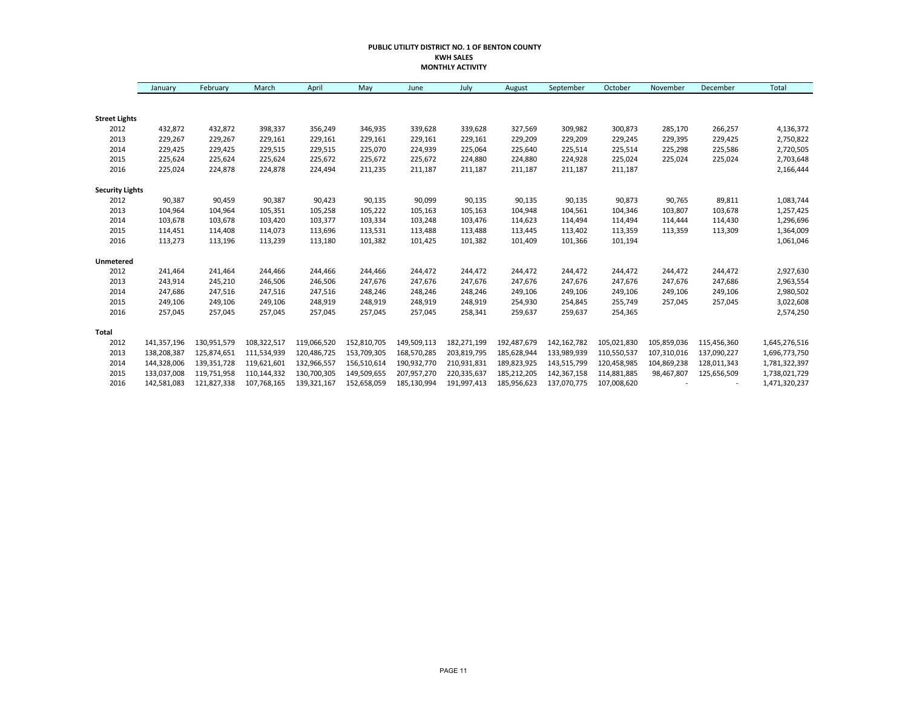**PUBLIC UTILITY DISTRICT NO. 1 OF BENTON COUNTY**
**KWH SALES**
**MONTHLY ACTIVITY**

| | January | February | March | April | May | June | July | August | September | October | November | December | Total |
|---|---|---|---|---|---|---|---|---|---|---|---|---|---|
| **Street Lights** | | | | | | | | | | | | | |
| 2012 | 432,872 | 432,872 | 398,337 | 356,249 | 346,935 | 339,628 | 339,628 | 327,569 | 309,982 | 300,873 | 285,170 | 266,257 | 4,136,372 |
| 2013 | 229,267 | 229,267 | 229,161 | 229,161 | 229,161 | 229,161 | 229,161 | 229,209 | 229,209 | 229,245 | 229,395 | 229,425 | 2,750,822 |
| 2014 | 229,425 | 229,425 | 229,515 | 229,515 | 225,070 | 224,939 | 225,064 | 225,640 | 225,514 | 225,514 | 225,298 | 225,586 | 2,720,505 |
| 2015 | 225,624 | 225,624 | 225,624 | 225,672 | 225,672 | 225,672 | 224,880 | 224,880 | 224,928 | 225,024 | 225,024 | 225,024 | 2,703,648 |
| 2016 | 225,024 | 224,878 | 224,878 | 224,494 | 211,235 | 211,187 | 211,187 | 211,187 | 211,187 | 211,187 | | | 2,166,444 |
| **Security Lights** | | | | | | | | | | | | | |
| 2012 | 90,387 | 90,459 | 90,387 | 90,423 | 90,135 | 90,099 | 90,135 | 90,135 | 90,135 | 90,873 | 90,765 | 89,811 | 1,083,744 |
| 2013 | 104,964 | 104,964 | 105,351 | 105,258 | 105,222 | 105,163 | 105,163 | 104,948 | 104,561 | 104,346 | 103,807 | 103,678 | 1,257,425 |
| 2014 | 103,678 | 103,678 | 103,420 | 103,377 | 103,334 | 103,248 | 103,476 | 114,623 | 114,494 | 114,494 | 114,444 | 114,430 | 1,296,696 |
| 2015 | 114,451 | 114,408 | 114,073 | 113,696 | 113,531 | 113,488 | 113,488 | 113,445 | 113,402 | 113,359 | 113,359 | 113,309 | 1,364,009 |
| 2016 | 113,273 | 113,196 | 113,239 | 113,180 | 101,382 | 101,425 | 101,382 | 101,409 | 101,366 | 101,194 | | | 1,061,046 |
| **Unmetered** | | | | | | | | | | | | | |
| 2012 | 241,464 | 241,464 | 244,466 | 244,466 | 244,466 | 244,472 | 244,472 | 244,472 | 244,472 | 244,472 | 244,472 | 244,472 | 2,927,630 |
| 2013 | 243,914 | 245,210 | 246,506 | 246,506 | 247,676 | 247,676 | 247,676 | 247,676 | 247,676 | 247,676 | 247,676 | 247,686 | 2,963,554 |
| 2014 | 247,686 | 247,516 | 247,516 | 247,516 | 248,246 | 248,246 | 248,246 | 249,106 | 249,106 | 249,106 | 249,106 | 249,106 | 2,980,502 |
| 2015 | 249,106 | 249,106 | 249,106 | 248,919 | 248,919 | 248,919 | 248,919 | 254,930 | 254,845 | 255,749 | 257,045 | 257,045 | 3,022,608 |
| 2016 | 257,045 | 257,045 | 257,045 | 257,045 | 257,045 | 257,045 | 258,341 | 259,637 | 259,637 | 254,365 | | | 2,574,250 |
| **Total** | | | | | | | | | | | | | |
| 2012 | 141,357,196 | 130,951,579 | 108,322,517 | 119,066,520 | 152,810,705 | 149,509,113 | 182,271,199 | 192,487,679 | 142,162,782 | 105,021,830 | 105,859,036 | 115,456,360 | 1,645,276,516 |
| 2013 | 138,208,387 | 125,874,651 | 111,534,939 | 120,486,725 | 153,709,305 | 168,570,285 | 203,819,795 | 185,628,944 | 133,989,939 | 110,550,537 | 107,310,016 | 137,090,227 | 1,696,773,750 |
| 2014 | 144,328,006 | 139,351,728 | 119,621,601 | 132,966,557 | 156,510,614 | 190,932,770 | 210,931,831 | 189,823,925 | 143,515,799 | 120,458,985 | 104,869,238 | 128,011,343 | 1,781,322,397 |
| 2015 | 133,037,008 | 119,751,958 | 110,144,332 | 130,700,305 | 149,509,655 | 207,957,270 | 220,335,637 | 185,212,205 | 142,367,158 | 114,881,885 | 98,467,807 | 125,656,509 | 1,738,021,729 |
| 2016 | 142,581,083 | 121,827,338 | 107,768,165 | 139,321,167 | 152,658,059 | 185,130,994 | 191,997,413 | 185,956,623 | 137,070,775 | 107,008,620 | - | - | 1,471,320,237 |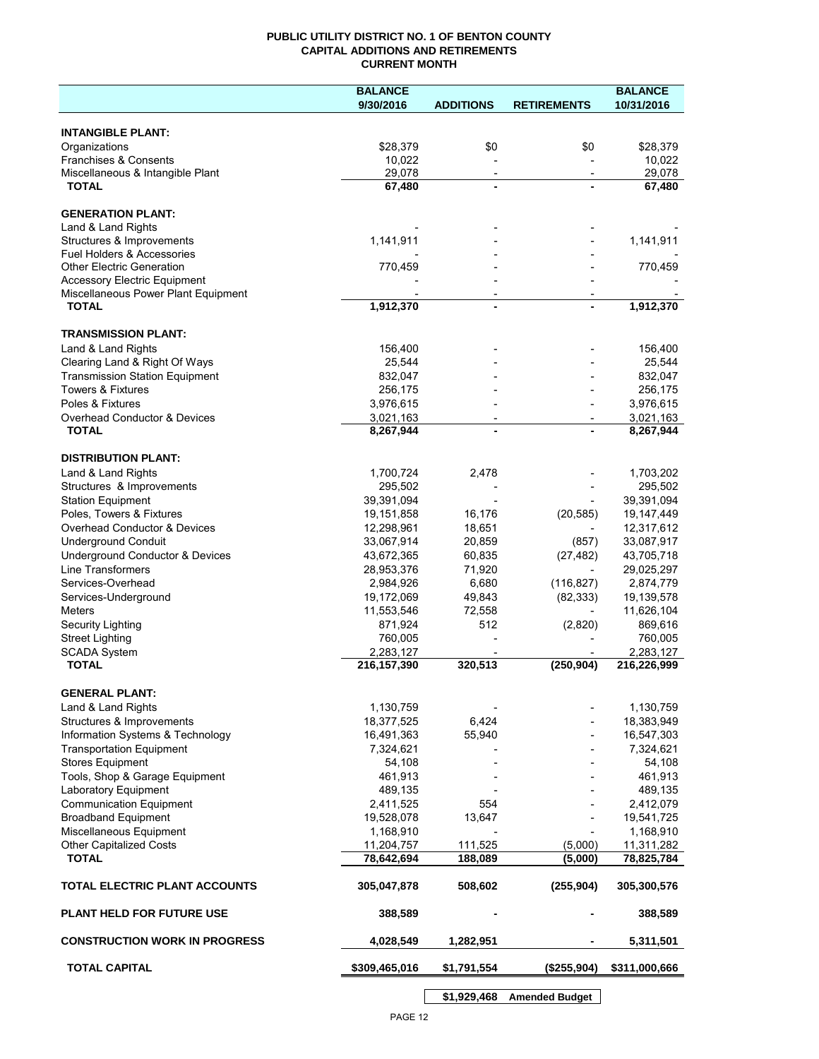# PUBLIC UTILITY DISTRICT NO. 1 OF BENTON COUNTY
## CAPITAL ADDITIONS AND RETIREMENTS
### CURRENT MONTH

| | BALANCE 9/30/2016 | ADDITIONS | RETIREMENTS | BALANCE 10/31/2016 |
|---|---|---|---|---|
| **INTANGIBLE PLANT:** | | | | |
| Organizations | $28,379 | $0 | $0 | $28,379 |
| Franchises & Consents | 10,022 | - | - | 10,022 |
| Miscellaneous & Intangible Plant | 29,078 | - | - | 29,078 |
| **TOTAL** | **67,480** | **-** | **-** | **67,480** |
| **GENERATION PLANT:** | | | | |
| Land & Land Rights | - | - | - | - |
| Structures & Improvements | 1,141,911 | - | - | 1,141,911 |
| Fuel Holders & Accessories | - | - | - | - |
| Other Electric Generation | 770,459 | - | - | 770,459 |
| Accessory Electric Equipment | - | - | - | - |
| Miscellaneous Power Plant Equipment | - | - | - | - |
| **TOTAL** | **1,912,370** | **-** | **-** | **1,912,370** |
| **TRANSMISSION PLANT:** | | | | |
| Land & Land Rights | 156,400 | - | - | 156,400 |
| Clearing Land & Right Of Ways | 25,544 | - | - | 25,544 |
| Transmission Station Equipment | 832,047 | - | - | 832,047 |
| Towers & Fixtures | 256,175 | - | - | 256,175 |
| Poles & Fixtures | 3,976,615 | - | - | 3,976,615 |
| Overhead Conductor & Devices | 3,021,163 | - | - | 3,021,163 |
| **TOTAL** | **8,267,944** | **-** | **-** | **8,267,944** |
| **DISTRIBUTION PLANT:** | | | | |
| Land & Land Rights | 1,700,724 | 2,478 | - | 1,703,202 |
| Structures & Improvements | 295,502 | - | - | 295,502 |
| Station Equipment | 39,391,094 | - | - | 39,391,094 |
| Poles, Towers & Fixtures | 19,151,858 | 16,176 | (20,585) | 19,147,449 |
| Overhead Conductor & Devices | 12,298,961 | 18,651 | - | 12,317,612 |
| Underground Conduit | 33,067,914 | 20,859 | (857) | 33,087,917 |
| Underground Conductor & Devices | 43,672,365 | 60,835 | (27,482) | 43,705,718 |
| Line Transformers | 28,953,376 | 71,920 | - | 29,025,297 |
| Services-Overhead | 2,984,926 | 6,680 | (116,827) | 2,874,779 |
| Services-Underground | 19,172,069 | 49,843 | (82,333) | 19,139,578 |
| Meters | 11,553,546 | 72,558 | - | 11,626,104 |
| Security Lighting | 871,924 | 512 | (2,820) | 869,616 |
| Street Lighting | 760,005 | - | - | 760,005 |
| SCADA System | 2,283,127 | - | - | 2,283,127 |
| **TOTAL** | **216,157,390** | **320,513** | **(250,904)** | **216,226,999** |
| **GENERAL PLANT:** | | | | |
| Land & Land Rights | 1,130,759 | - | - | 1,130,759 |
| Structures & Improvements | 18,377,525 | 6,424 | - | 18,383,949 |
| Information Systems & Technology | 16,491,363 | 55,940 | - | 16,547,303 |
| Transportation Equipment | 7,324,621 | - | - | 7,324,621 |
| Stores Equipment | 54,108 | - | - | 54,108 |
| Tools, Shop & Garage Equipment | 461,913 | - | - | 461,913 |
| Laboratory Equipment | 489,135 | - | - | 489,135 |
| Communication Equipment | 2,411,525 | 554 | - | 2,412,079 |
| Broadband Equipment | 19,528,078 | 13,647 | - | 19,541,725 |
| Miscellaneous Equipment | 1,168,910 | - | - | 1,168,910 |
| Other Capitalized Costs | 11,204,757 | 111,525 | (5,000) | 11,311,282 |
| **TOTAL** | **78,642,694** | **188,089** | **(5,000)** | **78,825,784** |
| **TOTAL ELECTRIC PLANT ACCOUNTS** | **305,047,878** | **508,602** | **(255,904)** | **305,300,576** |
| **PLANT HELD FOR FUTURE USE** | **388,589** | **-** | **-** | **388,589** |
| **CONSTRUCTION WORK IN PROGRESS** | **4,028,549** | **1,282,951** | **-** | **5,311,501** |
| **TOTAL CAPITAL** | **$309,465,016** | **$1,791,554** | **($255,904)** | **$311,000,666** |

| | | | |
|---|---|---|---|
| | **$1,929,468** | **Amended Budget** | |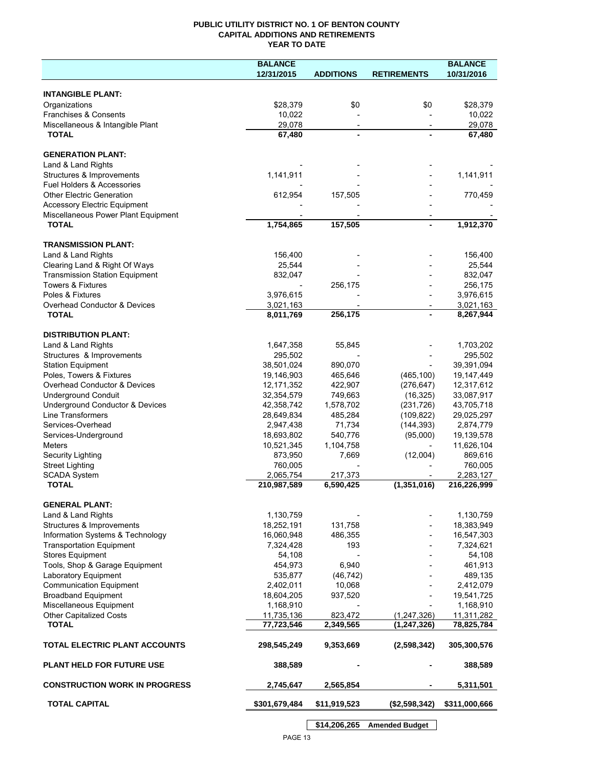# PUBLIC UTILITY DISTRICT NO. 1 OF BENTON COUNTY
## CAPITAL ADDITIONS AND RETIREMENTS
### YEAR TO DATE

| | BALANCE 12/31/2015 | ADDITIONS | RETIREMENTS | BALANCE 10/31/2016 |
|---|---|---|---|---|
| **INTANGIBLE PLANT:** | | | | |
| Organizations | $28,379 | $0 | $0 | $28,379 |
| Franchises & Consents | 10,022 | - | - | 10,022 |
| Miscellaneous & Intangible Plant | 29,078 | - | - | 29,078 |
| **TOTAL** | **67,480** | **-** | **-** | **67,480** |
| **GENERATION PLANT:** | | | | |
| Land & Land Rights | - | - | - | - |
| Structures & Improvements | 1,141,911 | - | - | 1,141,911 |
| Fuel Holders & Accessories | - | - | - | - |
| Other Electric Generation | 612,954 | 157,505 | - | 770,459 |
| Accessory Electric Equipment | - | - | - | - |
| Miscellaneous Power Plant Equipment | - | - | - | - |
| **TOTAL** | **1,754,865** | **157,505** | **-** | **1,912,370** |
| **TRANSMISSION PLANT:** | | | | |
| Land & Land Rights | 156,400 | - | - | 156,400 |
| Clearing Land & Right Of Ways | 25,544 | - | - | 25,544 |
| Transmission Station Equipment | 832,047 | - | - | 832,047 |
| Towers & Fixtures | - | 256,175 | - | 256,175 |
| Poles & Fixtures | 3,976,615 | - | - | 3,976,615 |
| Overhead Conductor & Devices | 3,021,163 | - | - | 3,021,163 |
| **TOTAL** | **8,011,769** | **256,175** | **-** | **8,267,944** |
| **DISTRIBUTION PLANT:** | | | | |
| Land & Land Rights | 1,647,358 | 55,845 | - | 1,703,202 |
| Structures & Improvements | 295,502 | - | - | 295,502 |
| Station Equipment | 38,501,024 | 890,070 | - | 39,391,094 |
| Poles, Towers & Fixtures | 19,146,903 | 465,646 | (465,100) | 19,147,449 |
| Overhead Conductor & Devices | 12,171,352 | 422,907 | (276,647) | 12,317,612 |
| Underground Conduit | 32,354,579 | 749,663 | (16,325) | 33,087,917 |
| Underground Conductor & Devices | 42,358,742 | 1,578,702 | (231,726) | 43,705,718 |
| Line Transformers | 28,649,834 | 485,284 | (109,822) | 29,025,297 |
| Services-Overhead | 2,947,438 | 71,734 | (144,393) | 2,874,779 |
| Services-Underground | 18,693,802 | 540,776 | (95,000) | 19,139,578 |
| Meters | 10,521,345 | 1,104,758 | - | 11,626,104 |
| Security Lighting | 873,950 | 7,669 | (12,004) | 869,616 |
| Street Lighting | 760,005 | - | - | 760,005 |
| SCADA System | 2,065,754 | 217,373 | - | 2,283,127 |
| **TOTAL** | **210,987,589** | **6,590,425** | **(1,351,016)** | **216,226,999** |
| **GENERAL PLANT:** | | | | |
| Land & Land Rights | 1,130,759 | - | - | 1,130,759 |
| Structures & Improvements | 18,252,191 | 131,758 | - | 18,383,949 |
| Information Systems & Technology | 16,060,948 | 486,355 | - | 16,547,303 |
| Transportation Equipment | 7,324,428 | 193 | - | 7,324,621 |
| Stores Equipment | 54,108 | - | - | 54,108 |
| Tools, Shop & Garage Equipment | 454,973 | 6,940 | - | 461,913 |
| Laboratory Equipment | 535,877 | (46,742) | - | 489,135 |
| Communication Equipment | 2,402,011 | 10,068 | - | 2,412,079 |
| Broadband Equipment | 18,604,205 | 937,520 | - | 19,541,725 |
| Miscellaneous Equipment | 1,168,910 | - | - | 1,168,910 |
| Other Capitalized Costs | 11,735,136 | 823,472 | (1,247,326) | 11,311,282 |
| **TOTAL** | **77,723,546** | **2,349,565** | **(1,247,326)** | **78,825,784** |
| **TOTAL ELECTRIC PLANT ACCOUNTS** | **298,545,249** | **9,353,669** | **(2,598,342)** | **305,300,576** |
| **PLANT HELD FOR FUTURE USE** | **388,589** | **-** | **-** | **388,589** |
| **CONSTRUCTION WORK IN PROGRESS** | **2,745,647** | **2,565,854** | **-** | **5,311,501** |
| **TOTAL CAPITAL** | **$301,679,484** | **$11,919,523** | **($2,598,342)** | **$311,000,666** |
| | | **$14,206,265** | **Amended Budget** | |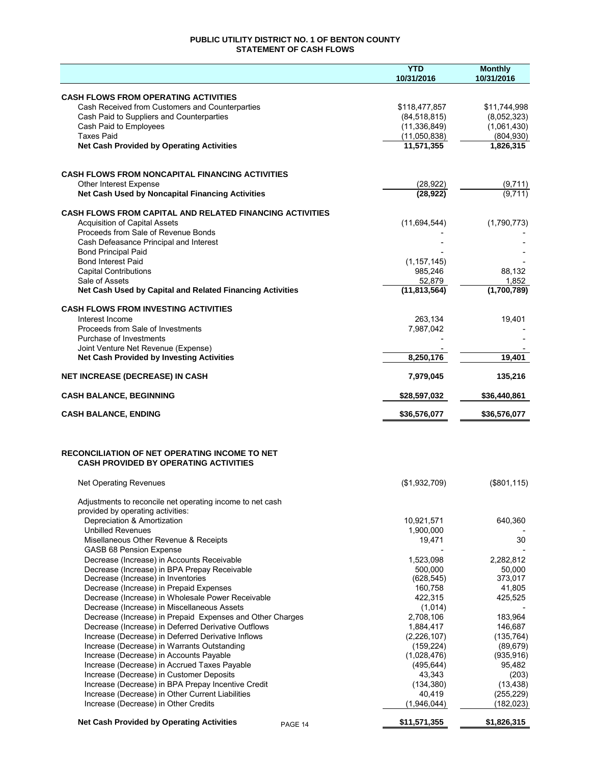# PUBLIC UTILITY DISTRICT NO. 1 OF BENTON COUNTY
## STATEMENT OF CASH FLOWS

| | YTD 10/31/2016 | Monthly 10/31/2016 |
|---|---|---|
| **CASH FLOWS FROM OPERATING ACTIVITIES** | | |
| Cash Received from Customers and Counterparties | $118,477,857 | $11,744,998 |
| Cash Paid to Suppliers and Counterparties | (84,518,815) | (8,052,323) |
| Cash Paid to Employees | (11,336,849) | (1,061,430) |
| Taxes Paid | (11,050,838) | (804,930) |
| **Net Cash Provided by Operating Activities** | **11,571,355** | **1,826,315** |
| **CASH FLOWS FROM NONCAPITAL FINANCING ACTIVITIES** | | |
| Other Interest Expense | (28,922) | (9,711) |
| **Net Cash Used by Noncapital Financing Activities** | **(28,922)** | **(9,711)** |
| **CASH FLOWS FROM CAPITAL AND RELATED FINANCING ACTIVITIES** | | |
| Acquisition of Capital Assets | (11,694,544) | (1,790,773) |
| Proceeds from Sale of Revenue Bonds | - | - |
| Cash Defeasance Principal and Interest | - | - |
| Bond Principal Paid | - | - |
| Bond Interest Paid | (1,157,145) | - |
| Capital Contributions | 985,246 | 88,132 |
| Sale of Assets | 52,879 | 1,852 |
| **Net Cash Used by Capital and Related Financing Activities** | **(11,813,564)** | **(1,700,789)** |
| **CASH FLOWS FROM INVESTING ACTIVITIES** | | |
| Interest Income | 263,134 | 19,401 |
| Proceeds from Sale of Investments | 7,987,042 | - |
| Purchase of Investments | - | - |
| Joint Venture Net Revenue (Expense) | - | - |
| **Net Cash Provided by Investing Activities** | **8,250,176** | **19,401** |
| **NET INCREASE (DECREASE) IN CASH** | **7,979,045** | **135,216** |
| **CASH BALANCE, BEGINNING** | **$28,597,032** | **$36,440,861** |
| **CASH BALANCE, ENDING** | **$36,576,077** | **$36,576,077** |

## RECONCILIATION OF NET OPERATING INCOME TO NET CASH PROVIDED BY OPERATING ACTIVITIES

| | YTD 10/31/2016 | Monthly 10/31/2016 |
|---|---|---|
| Net Operating Revenues | ($1,932,709) | ($801,115) |
| Adjustments to reconcile net operating income to net cash provided by operating activities: | | |
| Depreciation & Amortization | 10,921,571 | 640,360 |
| Unbilled Revenues | 1,900,000 | - |
| Misellaneous Other Revenue & Receipts | 19,471 | 30 |
| GASB 68 Pension Expense | - | - |
| Decrease (Increase) in Accounts Receivable | 1,523,098 | 2,282,812 |
| Decrease (Increase) in BPA Prepay Receivable | 500,000 | 50,000 |
| Decrease (Increase) in Inventories | (628,545) | 373,017 |
| Decrease (Increase) in Prepaid Expenses | 160,758 | 41,805 |
| Decrease (Increase) in Wholesale Power Receivable | 422,315 | 425,525 |
| Decrease (Increase) in Miscellaneous Assets | (1,014) | - |
| Decrease (Increase) in Prepaid Expenses and Other Charges | 2,708,106 | 183,964 |
| Decrease (Increase) in Deferred Derivative Outflows | 1,884,417 | 146,687 |
| Increase (Decrease) in Deferred Derivative Inflows | (2,226,107) | (135,764) |
| Increase (Decrease) in Warrants Outstanding | (159,224) | (89,679) |
| Increase (Decrease) in Accounts Payable | (1,028,476) | (935,916) |
| Increase (Decrease) in Accrued Taxes Payable | (495,644) | 95,482 |
| Increase (Decrease) in Customer Deposits | 43,343 | (203) |
| Increase (Decrease) in BPA Prepay Incentive Credit | (134,380) | (13,438) |
| Increase (Decrease) in Other Current Liabilities | 40,419 | (255,229) |
| Increase (Decrease) in Other Credits | (1,946,044) | (182,023) |
| **Net Cash Provided by Operating Activities** | **$11,571,355** | **$1,826,315** |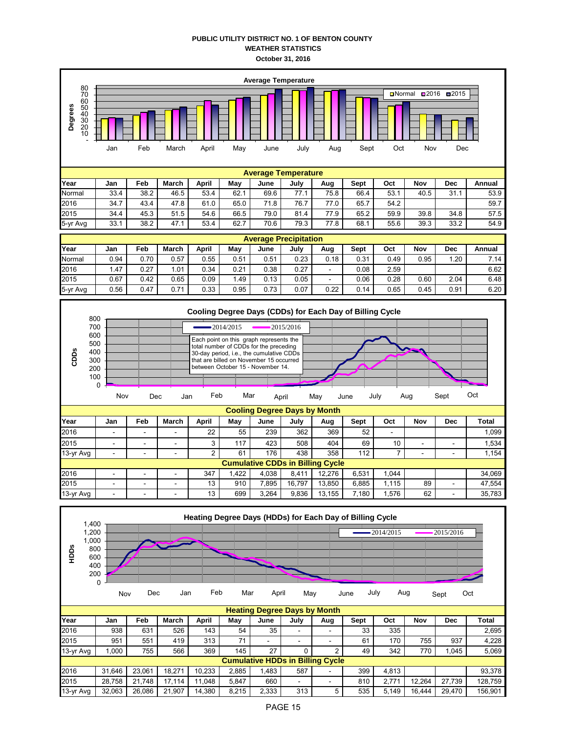**PUBLIC UTILITY DISTRICT NO. 1 OF BENTON COUNTY**
**WEATHER STATISTICS**
**October 31, 2016**

**Average Temperature**

| Year | Jan | Feb | March | April | May | June | July | Aug | Sept | Oct | Nov | Dec | Annual |
|---|---|---|---|---|---|---|---|---|---|---|---|---|---|
| Normal | 33.4 | 38.2 | 46.5 | 53.4 | 62.1 | 69.6 | 77.1 | 75.8 | 66.4 | 53.1 | 40.5 | 31.1 | 53.9 |
| 2016 | 34.7 | 43.4 | 47.8 | 61.0 | 65.0 | 71.8 | 76.7 | 77.0 | 65.7 | 54.2 | | | 59.7 |
| 2015 | 34.4 | 45.3 | 51.5 | 54.6 | 66.5 | 79.0 | 81.4 | 77.9 | 65.2 | 59.9 | 39.8 | 34.8 | 57.5 |
| 5-yr Avg | 33.1 | 38.2 | 47.1 | 53.4 | 62.7 | 70.6 | 79.3 | 77.8 | 68.1 | 55.6 | 39.3 | 33.2 | 54.9 |

**Average Precipitation**

| Year | Jan | Feb | March | April | May | June | July | Aug | Sept | Oct | Nov | Dec | Annual |
|---|---|---|---|---|---|---|---|---|---|---|---|---|---|
| Normal | 0.94 | 0.70 | 0.57 | 0.55 | 0.51 | 0.51 | 0.23 | 0.18 | 0.31 | 0.49 | 0.95 | 1.20 | 7.14 |
| 2016 | 1.47 | 0.27 | 1.01 | 0.34 | 0.21 | 0.38 | 0.27 | - | 0.08 | 2.59 | | | 6.62 |
| 2015 | 0.67 | 0.42 | 0.65 | 0.09 | 1.49 | 0.13 | 0.05 | - | 0.06 | 0.28 | 0.60 | 2.04 | 6.48 |
| 5-yr Avg | 0.56 | 0.47 | 0.71 | 0.33 | 0.95 | 0.73 | 0.07 | 0.22 | 0.14 | 0.65 | 0.45 | 0.91 | 6.20 |

**Cooling Degree Days (CDDs) for Each Day of Billing Cycle**

Each point on this graph represents the total number of CDDs for the preceding 30-day period, i.e., the cumulative CDDs that are billed on November 15 occurred between October 15 - November 14.

**Cooling Degree Days by Month**

| Year | Jan | Feb | March | April | May | June | July | Aug | Sept | Oct | Nov | Dec | Total |
|---|---|---|---|---|---|---|---|---|---|---|---|---|---|
| 2016 | - | - | - | 22 | 55 | 239 | 362 | 369 | 52 | - | | | 1,099 |
| 2015 | - | - | - | 3 | 117 | 423 | 508 | 404 | 69 | 10 | - | - | 1,534 |
| 13-yr Avg | - | - | - | 2 | 61 | 176 | 438 | 358 | 112 | 7 | - | - | 1,154 |
| **Cumulative CDDs in Billing Cycle** | | | | | | | | | | | | | |
| 2016 | - | - | - | 347 | 1,422 | 4,038 | 8,411 | 12,276 | 6,531 | 1,044 | | | 34,069 |
| 2015 | - | - | - | 13 | 910 | 7,895 | 16,797 | 13,850 | 6,885 | 1,115 | 89 | - | 47,554 |
| 13-yr Avg | - | - | - | 13 | 699 | 3,264 | 9,836 | 13,155 | 7,180 | 1,576 | 62 | - | 35,783 |

**Heating Degree Days (HDDs) for Each Day of Billing Cycle**

**Heating Degree Days by Month**

| Year | Jan | Feb | March | April | May | June | July | Aug | Sept | Oct | Nov | Dec | Total |
|---|---|---|---|---|---|---|---|---|---|---|---|---|---|
| 2016 | 938 | 631 | 526 | 143 | 54 | 35 | - | - | 33 | 335 | | | 2,695 |
| 2015 | 951 | 551 | 419 | 313 | 71 | - | - | - | 61 | 170 | 755 | 937 | 4,228 |
| 13-yr Avg | 1,000 | 755 | 566 | 369 | 145 | 27 | 0 | 2 | 49 | 342 | 770 | 1,045 | 5,069 |
| **Cumulative HDDs in Billing Cycle** | | | | | | | | | | | | | |
| 2016 | 31,646 | 23,061 | 18,271 | 10,233 | 2,885 | 1,483 | 587 | - | 399 | 4,813 | | | 93,378 |
| 2015 | 28,758 | 21,748 | 17,114 | 11,048 | 5,847 | 660 | - | - | 810 | 2,771 | 12,264 | 27,739 | 128,759 |
| 13-yr Avg | 32,063 | 26,086 | 21,907 | 14,380 | 8,215 | 2,333 | 313 | 5 | 535 | 5,149 | 16,444 | 29,470 | 156,901 |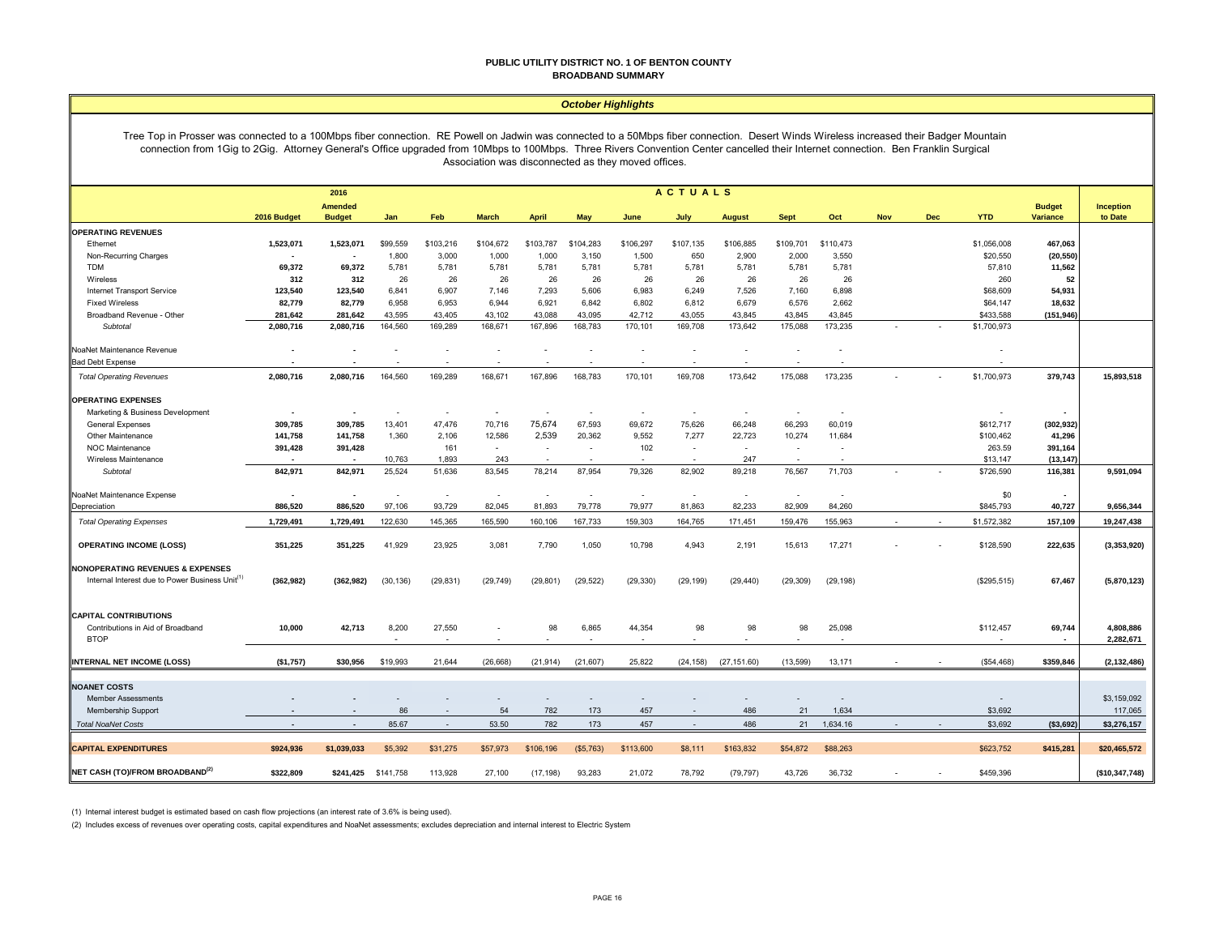# PUBLIC UTILITY DISTRICT NO. 1 OF BENTON COUNTY
## BROADBAND SUMMARY

### *October Highlights*

Tree Top in Prosser was connected to a 100Mbps fiber connection. RE Powell on Jadwin was connected to a 50Mbps fiber connection. Desert Winds Wireless increased their Badger Mountain connection from 1Gig to 2Gig. Attorney General's Office upgraded from 10Mbps to 100Mbps. Three Rivers Convention Center cancelled their Internet connection. Ben Franklin Surgical Association was disconnected as they moved offices.

| | 2016 Budget | 2016 Amended Budget | Jan | Feb | March | April | May | June | July | August | Sept | Oct | Nov | Dec | YTD | Budget Variance | Inception to Date |
|---|---|---|---|---|---|---|---|---|---|---|---|---|---|---|---|---|---|
| | | | **A C T U A L S** | | | | | | | | | | | | | | |
| **OPERATING REVENUES** | | | | | | | | | | | | | | | | | |
| Ethernet | **1,523,071** | **1,523,071** | $99,559 | $103,216 | $104,672 | $103,787 | $104,283 | $106,297 | $107,135 | $106,885 | $109,701 | $110,473 | | | $1,056,008 | **467,063** | |
| Non-Recurring Charges | **-** | **-** | 1,800 | 3,000 | 1,000 | 1,000 | 3,150 | 1,500 | 650 | 2,900 | 2,000 | 3,550 | | | $20,550 | **(20,550)** | |
| TDM | **69,372** | **69,372** | 5,781 | 5,781 | 5,781 | 5,781 | 5,781 | 5,781 | 5,781 | 5,781 | 5,781 | 5,781 | | | 57,810 | **11,562** | |
| Wireless | **312** | **312** | 26 | 26 | 26 | 26 | 26 | 26 | 26 | 26 | 26 | 26 | | | 260 | **52** | |
| Internet Transport Service | **123,540** | **123,540** | 6,841 | 6,907 | 7,146 | 7,293 | 5,606 | 6,983 | 6,249 | 7,526 | 7,160 | 6,898 | | | $68,609 | **54,931** | |
| Fixed Wireless | **82,779** | **82,779** | 6,958 | 6,953 | 6,944 | 6,921 | 6,842 | 6,802 | 6,812 | 6,679 | 6,576 | 2,662 | | | $64,147 | **18,632** | |
| Broadband Revenue - Other | **281,642** | **281,642** | 43,595 | 43,405 | 43,102 | 43,088 | 43,095 | 42,712 | 43,055 | 43,845 | 43,845 | 43,845 | | | $433,588 | **(151,946)** | |
| *Subtotal* | **2,080,716** | **2,080,716** | 164,560 | 169,289 | 168,671 | 167,896 | 168,783 | 170,101 | 169,708 | 173,642 | 175,088 | 173,235 | - | - | $1,700,973 | | |
| NoaNet Maintenance Revenue | **-** | **-** | - | - | - | - | - | - | - | - | - | - | | | - | | |
| Bad Debt Expense | **-** | **-** | - | - | - | - | - | - | - | - | - | - | | | - | | |
| *Total Operating Revenues* | **2,080,716** | **2,080,716** | 164,560 | 169,289 | 168,671 | 167,896 | 168,783 | 170,101 | 169,708 | 173,642 | 175,088 | 173,235 | - | - | $1,700,973 | **379,743** | **15,893,518** |
| **OPERATING EXPENSES** | | | | | | | | | | | | | | | | | |
| Marketing & Business Development | **-** | **-** | - | - | - | - | - | - | - | - | - | - | | | - | **-** | |
| General Expenses | **309,785** | **309,785** | 13,401 | 47,476 | 70,716 | 75,674 | 67,593 | 69,672 | 75,626 | 66,248 | 66,293 | 60,019 | | | $612,717 | **(302,932)** | |
| Other Maintenance | **141,758** | **141,758** | 1,360 | 2,106 | 12,586 | 2,539 | 20,362 | 9,552 | 7,277 | 22,723 | 10,274 | 11,684 | | | $100,462 | **41,296** | |
| NOC Maintenance | **391,428** | **391,428** | | 161 | - | - | - | 102 | - | - | - | - | | | 263.59 | **391,164** | |
| Wireless Maintenance | **-** | **-** | 10,763 | 1,893 | 243 | - | - | - | - | 247 | - | - | | | $13,147 | **(13,147)** | |
| *Subtotal* | **842,971** | **842,971** | 25,524 | 51,636 | 83,545 | 78,214 | 87,954 | 79,326 | 82,902 | 89,218 | 76,567 | 71,703 | - | - | $726,590 | **116,381** | **9,591,094** |
| NoaNet Maintenance Expense | **-** | **-** | - | - | - | - | - | - | - | - | - | - | | | $0 | **-** | |
| Depreciation | **886,520** | **886,520** | 97,106 | 93,729 | 82,045 | 81,893 | 79,778 | 79,977 | 81,863 | 82,233 | 82,909 | 84,260 | | | $845,793 | **40,727** | **9,656,344** |
| *Total Operating Expenses* | **1,729,491** | **1,729,491** | 122,630 | 145,365 | 165,590 | 160,106 | 167,733 | 159,303 | 164,765 | 171,451 | 159,476 | 155,963 | - | - | $1,572,382 | **157,109** | **19,247,438** |
| **OPERATING INCOME (LOSS)** | **351,225** | **351,225** | 41,929 | 23,925 | 3,081 | 7,790 | 1,050 | 10,798 | 4,943 | 2,191 | 15,613 | 17,271 | - | - | $128,590 | **222,635** | **(3,353,920)** |
| **NONOPERATING REVENUES & EXPENSES** | | | | | | | | | | | | | | | | | |
| Internal Interest due to Power Business Unit(1) | **(362,982)** | **(362,982)** | (30,136) | (29,831) | (29,749) | (29,801) | (29,522) | (29,330) | (29,199) | (29,440) | (29,309) | (29,198) | | | ($295,515) | **67,467** | **(5,870,123)** |
| **CAPITAL CONTRIBUTIONS** | | | | | | | | | | | | | | | | | |
| Contributions in Aid of Broadband | **10,000** | **42,713** | 8,200 | 27,550 | - | 98 | 6,865 | 44,354 | 98 | 98 | 98 | 25,098 | | | $112,457 | **69,744** | **4,808,886** |
| BTOP | | | - | - | - | - | - | - | - | - | - | - | | | - | **-** | **2,282,671** |
| **INTERNAL NET INCOME (LOSS)** | **($1,757)** | **$30,956** | $19,993 | 21,644 | (26,668) | (21,914) | (21,607) | 25,822 | (24,158) | (27,151.60) | (13,599) | 13,171 | - | - | ($54,468) | **$359,846** | **(2,132,486)** |
| **NOANET COSTS** | | | | | | | | | | | | | | | | | |
| Member Assessments | **-** | **-** | - | - | - | - | - | - | - | - | - | - | | | - | | $3,159,092 |
| Membership Support | **-** | **-** | 86 | - | 54 | 782 | 173 | 457 | - | 486 | 21 | 1,634 | | | $3,692 | | 117,065 |
| *Total NoaNet Costs* | **-** | **-** | 85.67 | - | 53.50 | 782 | 173 | 457 | - | 486 | 21 | 1,634.16 | - | - | $3,692 | **($3,692)** | **$3,276,157** |
| **CAPITAL EXPENDITURES** | **$924,936** | **$1,039,033** | $5,392 | $31,275 | $57,973 | $106,196 | ($5,763) | $113,600 | $8,111 | $163,832 | $54,872 | $88,263 | | | $623,752 | **$415,281** | **$20,465,572** |
| **NET CASH (TO)/FROM BROADBAND(2)** | **$322,809** | **$241,425** | $141,758 | 113,928 | 27,100 | (17,198) | 93,283 | 21,072 | 78,792 | (79,797) | 43,726 | 36,732 | - | - | $459,396 | | **($10,347,748)** |

(1) Internal interest budget is estimated based on cash flow projections (an interest rate of 3.6% is being used).

(2) Includes excess of revenues over operating costs, capital expenditures and NoaNet assessments; excludes depreciation and internal interest to Electric System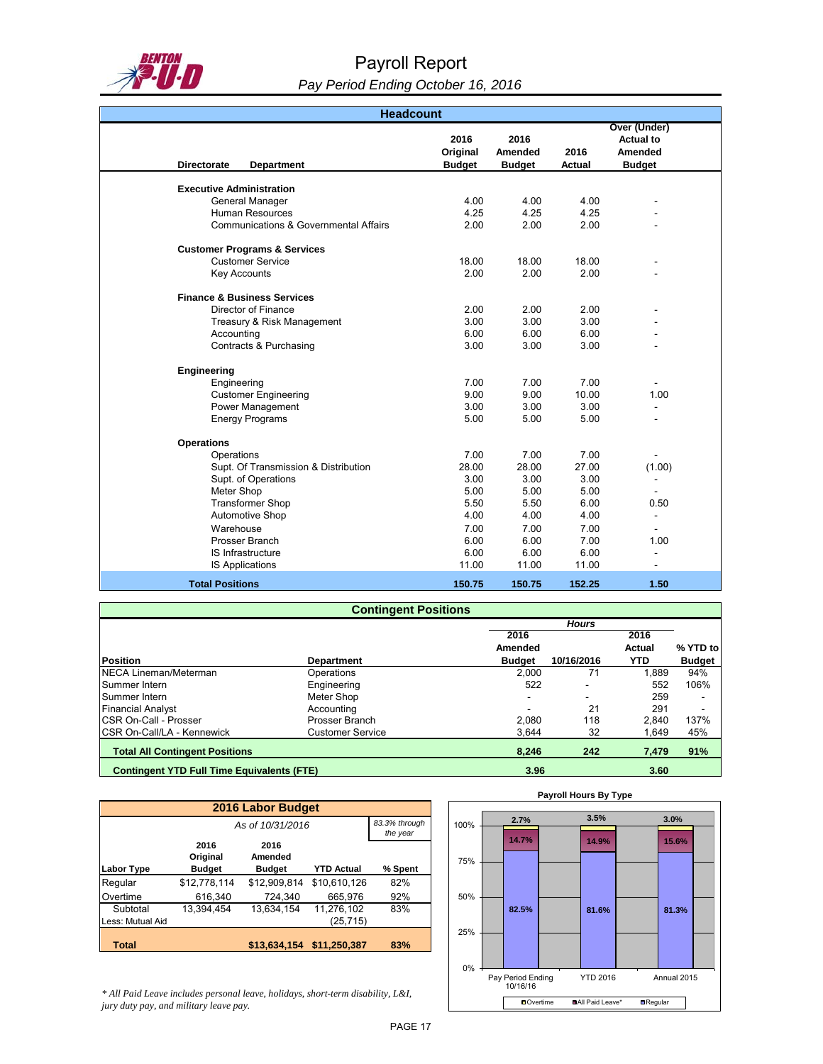# Payroll Report

*Pay Period Ending October 16, 2016*

## Headcount

| Directorate | Department | 2016 Original Budget | 2016 Amended Budget | 2016 Actual | Over (Under) Actual to Amended Budget |
|---|---|---|---|---|---|
| **Executive Administration** | | | | | |
| | General Manager | 4.00 | 4.00 | 4.00 | - |
| | Human Resources | 4.25 | 4.25 | 4.25 | - |
| | Communications & Governmental Affairs | 2.00 | 2.00 | 2.00 | - |
| **Customer Programs & Services** | | | | | |
| | Customer Service | 18.00 | 18.00 | 18.00 | - |
| | Key Accounts | 2.00 | 2.00 | 2.00 | - |
| **Finance & Business Services** | | | | | |
| | Director of Finance | 2.00 | 2.00 | 2.00 | - |
| | Treasury & Risk Management | 3.00 | 3.00 | 3.00 | - |
| | Accounting | 6.00 | 6.00 | 6.00 | - |
| | Contracts & Purchasing | 3.00 | 3.00 | 3.00 | - |
| **Engineering** | | | | | |
| | Engineering | 7.00 | 7.00 | 7.00 | - |
| | Customer Engineering | 9.00 | 9.00 | 10.00 | 1.00 |
| | Power Management | 3.00 | 3.00 | 3.00 | - |
| | Energy Programs | 5.00 | 5.00 | 5.00 | - |
| **Operations** | | | | | |
| | Operations | 7.00 | 7.00 | 7.00 | - |
| | Supt. Of Transmission & Distribution | 28.00 | 28.00 | 27.00 | (1.00) |
| | Supt. of Operations | 3.00 | 3.00 | 3.00 | - |
| | Meter Shop | 5.00 | 5.00 | 5.00 | - |
| | Transformer Shop | 5.50 | 5.50 | 6.00 | 0.50 |
| | Automotive Shop | 4.00 | 4.00 | 4.00 | - |
| | Warehouse | 7.00 | 7.00 | 7.00 | - |
| | Prosser Branch | 6.00 | 6.00 | 7.00 | 1.00 |
| | IS Infrastructure | 6.00 | 6.00 | 6.00 | - |
| | IS Applications | 11.00 | 11.00 | 11.00 | - |
| **Total Positions** | | **150.75** | **150.75** | **152.25** | **1.50** |

## Contingent Positions

| Position | Department | Hours: 2016 Amended Budget | Hours: 10/16/2016 | Hours: 2016 Actual YTD | % YTD to Budget |
|---|---|---|---|---|---|
| NECA Lineman/Meterman | Operations | 2,000 | 71 | 1,889 | 94% |
| Summer Intern | Engineering | 522 | - | 552 | 106% |
| Summer Intern | Meter Shop | - | - | 259 | - |
| Financial Analyst | Accounting | - | 21 | 291 | - |
| CSR On-Call - Prosser | Prosser Branch | 2,080 | 118 | 2,840 | 137% |
| CSR On-Call/LA - Kennewick | Customer Service | 3,644 | 32 | 1,649 | 45% |
| **Total All Contingent Positions** | | **8,246** | **242** | **7,479** | **91%** |
| **Contingent YTD Full Time Equivalents (FTE)** | | **3.96** | | **3.60** | |

## 2016 Labor Budget

As of 10/31/2016 — *83.3% through the year*

| Labor Type | 2016 Original Budget | 2016 Amended Budget | YTD Actual | % Spent |
|---|---|---|---|---|
| Regular | $12,778,114 | $12,909,814 | $10,610,126 | 82% |
| Overtime | 616,340 | 724,340 | 665,976 | 92% |
| Subtotal | 13,394,454 | 13,634,154 | 11,276,102 | 83% |
| Less: Mutual Aid | | | (25,715) | |
| **Total** | | **$13,634,154** | **$11,250,387** | **83%** |

**Payroll Hours By Type**

100%
75%
50%
25%
0%

Pay Period Ending 10/16/16: 2.7%, 14.7%, 82.5%
YTD 2016: 3.5%, 14.9%, 81.6%
Annual 2015: 3.0%, 15.6%, 81.3%

Overtime | All Paid Leave* | Regular

*\* All Paid Leave includes personal leave, holidays, short-term disability, L&I, jury duty pay, and military leave pay.*